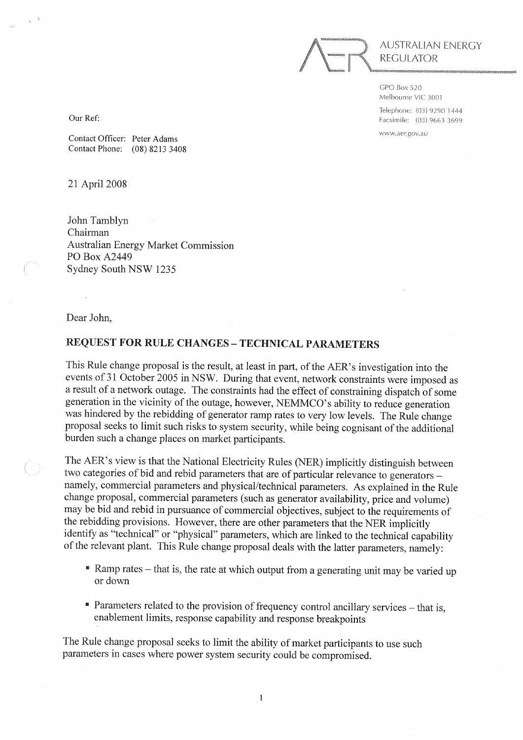AUSTRALIAN ENERGY REGULATOR

GPO Box 520
Melbourne VIC 3001

Telephone: (03) 9290 1444
Facsimile: (03) 9663 3699

www.aer.gov.au

Our Ref:

Contact Officer: Peter Adams
Contact Phone: (08) 8213 3408

21 April 2008

John Tamblyn
Chairman
Australian Energy Market Commission
PO Box A2449
Sydney South NSW 1235

Dear John,

## REQUEST FOR RULE CHANGES – TECHNICAL PARAMETERS

This Rule change proposal is the result, at least in part, of the AER's investigation into the events of 31 October 2005 in NSW. During that event, network constraints were imposed as a result of a network outage. The constraints had the effect of constraining dispatch of some generation in the vicinity of the outage, however, NEMMCO's ability to reduce generation was hindered by the rebidding of generator ramp rates to very low levels. The Rule change proposal seeks to limit such risks to system security, while being cognisant of the additional burden such a change places on market participants.

The AER's view is that the National Electricity Rules (NER) implicitly distinguish between two categories of bid and rebid parameters that are of particular relevance to generators – namely, commercial parameters and physical/technical parameters. As explained in the Rule change proposal, commercial parameters (such as generator availability, price and volume) may be bid and rebid in pursuance of commercial objectives, subject to the requirements of the rebidding provisions. However, there are other parameters that the NER implicitly identify as "technical" or "physical" parameters, which are linked to the technical capability of the relevant plant. This Rule change proposal deals with the latter parameters, namely:

- Ramp rates – that is, the rate at which output from a generating unit may be varied up or down
- Parameters related to the provision of frequency control ancillary services – that is, enablement limits, response capability and response breakpoints

The Rule change proposal seeks to limit the ability of market participants to use such parameters in cases where power system security could be compromised.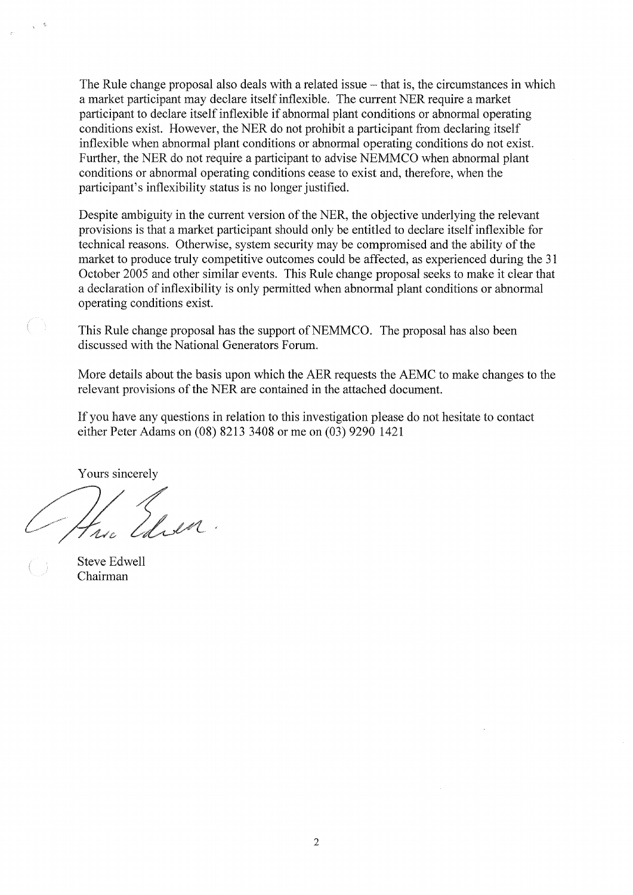The Rule change proposal also deals with a related issue – that is, the circumstances in which a market participant may declare itself inflexible. The current NER require a market participant to declare itself inflexible if abnormal plant conditions or abnormal operating conditions exist. However, the NER do not prohibit a participant from declaring itself inflexible when abnormal plant conditions or abnormal operating conditions do not exist. Further, the NER do not require a participant to advise NEMMCO when abnormal plant conditions or abnormal operating conditions cease to exist and, therefore, when the participant's inflexibility status is no longer justified.

Despite ambiguity in the current version of the NER, the objective underlying the relevant provisions is that a market participant should only be entitled to declare itself inflexible for technical reasons. Otherwise, system security may be compromised and the ability of the market to produce truly competitive outcomes could be affected, as experienced during the 31 October 2005 and other similar events. This Rule change proposal seeks to make it clear that a declaration of inflexibility is only permitted when abnormal plant conditions or abnormal operating conditions exist.

This Rule change proposal has the support of NEMMCO. The proposal has also been discussed with the National Generators Forum.

More details about the basis upon which the AER requests the AEMC to make changes to the relevant provisions of the NER are contained in the attached document.

If you have any questions in relation to this investigation please do not hesitate to contact either Peter Adams on (08) 8213 3408 or me on (03) 9290 1421

Yours sincerely

Steve Edwell
Chairman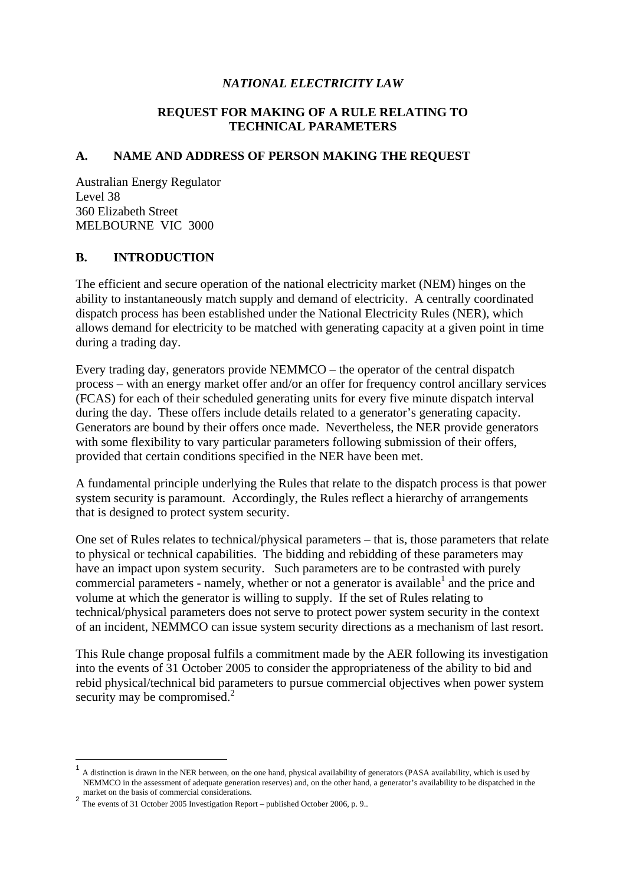*NATIONAL ELECTRICITY LAW*

**REQUEST FOR MAKING OF A RULE RELATING TO TECHNICAL PARAMETERS**

## A. NAME AND ADDRESS OF PERSON MAKING THE REQUEST

Australian Energy Regulator
Level 38
360 Elizabeth Street
MELBOURNE VIC 3000

## B. INTRODUCTION

The efficient and secure operation of the national electricity market (NEM) hinges on the ability to instantaneously match supply and demand of electricity. A centrally coordinated dispatch process has been established under the National Electricity Rules (NER), which allows demand for electricity to be matched with generating capacity at a given point in time during a trading day.

Every trading day, generators provide NEMMCO – the operator of the central dispatch process – with an energy market offer and/or an offer for frequency control ancillary services (FCAS) for each of their scheduled generating units for every five minute dispatch interval during the day. These offers include details related to a generator's generating capacity. Generators are bound by their offers once made. Nevertheless, the NER provide generators with some flexibility to vary particular parameters following submission of their offers, provided that certain conditions specified in the NER have been met.

A fundamental principle underlying the Rules that relate to the dispatch process is that power system security is paramount. Accordingly, the Rules reflect a hierarchy of arrangements that is designed to protect system security.

One set of Rules relates to technical/physical parameters – that is, those parameters that relate to physical or technical capabilities. The bidding and rebidding of these parameters may have an impact upon system security. Such parameters are to be contrasted with purely commercial parameters - namely, whether or not a generator is available[1] and the price and volume at which the generator is willing to supply. If the set of Rules relating to technical/physical parameters does not serve to protect power system security in the context of an incident, NEMMCO can issue system security directions as a mechanism of last resort.

This Rule change proposal fulfils a commitment made by the AER following its investigation into the events of 31 October 2005 to consider the appropriateness of the ability to bid and rebid physical/technical bid parameters to pursue commercial objectives when power system security may be compromised.[2]

---

[1] A distinction is drawn in the NER between, on the one hand, physical availability of generators (PASA availability, which is used by NEMMCO in the assessment of adequate generation reserves) and, on the other hand, a generator's availability to be dispatched in the market on the basis of commercial considerations.

[2] The events of 31 October 2005 Investigation Report – published October 2006, p. 9..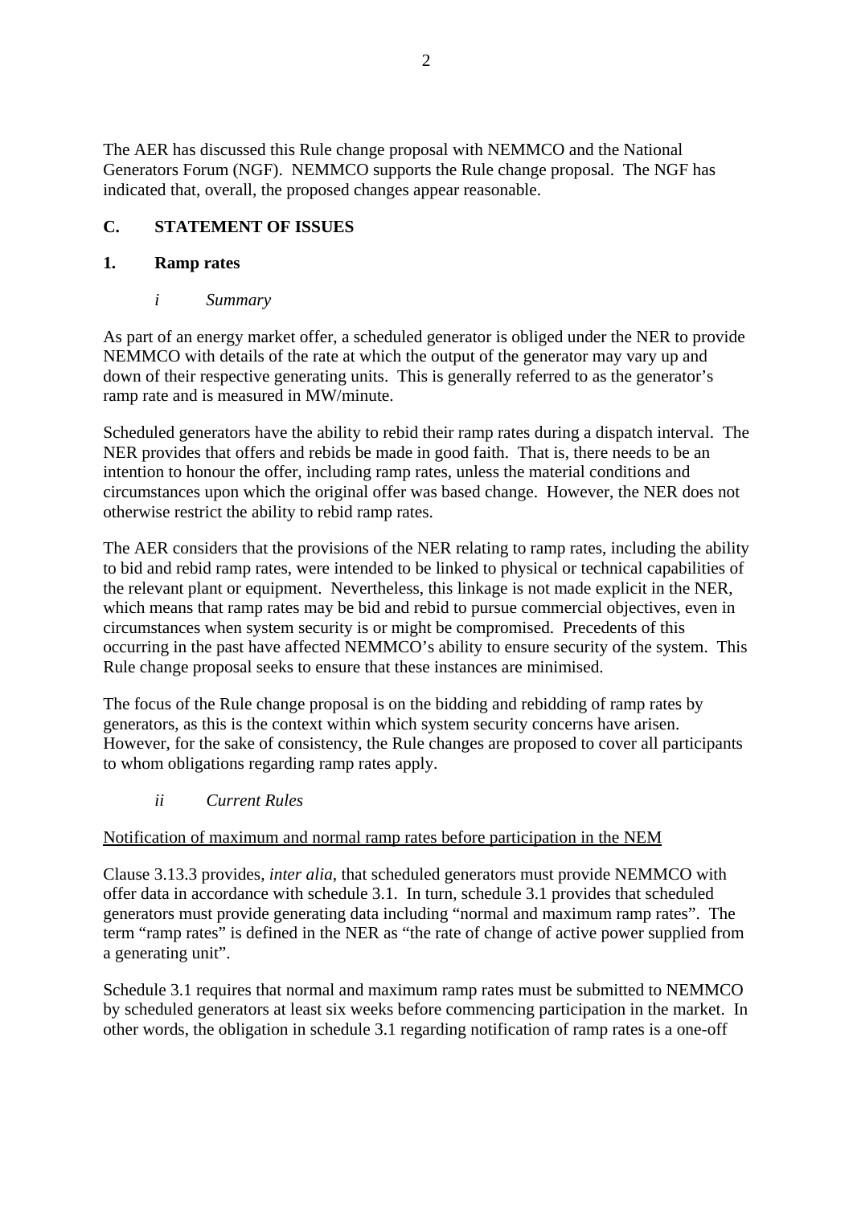The AER has discussed this Rule change proposal with NEMMCO and the National Generators Forum (NGF). NEMMCO supports the Rule change proposal. The NGF has indicated that, overall, the proposed changes appear reasonable.

## C. STATEMENT OF ISSUES

### 1. Ramp rates

#### *i Summary*

As part of an energy market offer, a scheduled generator is obliged under the NER to provide NEMMCO with details of the rate at which the output of the generator may vary up and down of their respective generating units. This is generally referred to as the generator's ramp rate and is measured in MW/minute.

Scheduled generators have the ability to rebid their ramp rates during a dispatch interval. The NER provides that offers and rebids be made in good faith. That is, there needs to be an intention to honour the offer, including ramp rates, unless the material conditions and circumstances upon which the original offer was based change. However, the NER does not otherwise restrict the ability to rebid ramp rates.

The AER considers that the provisions of the NER relating to ramp rates, including the ability to bid and rebid ramp rates, were intended to be linked to physical or technical capabilities of the relevant plant or equipment. Nevertheless, this linkage is not made explicit in the NER, which means that ramp rates may be bid and rebid to pursue commercial objectives, even in circumstances when system security is or might be compromised. Precedents of this occurring in the past have affected NEMMCO's ability to ensure security of the system. This Rule change proposal seeks to ensure that these instances are minimised.

The focus of the Rule change proposal is on the bidding and rebidding of ramp rates by generators, as this is the context within which system security concerns have arisen. However, for the sake of consistency, the Rule changes are proposed to cover all participants to whom obligations regarding ramp rates apply.

#### *ii Current Rules*

Notification of maximum and normal ramp rates before participation in the NEM

Clause 3.13.3 provides, *inter alia*, that scheduled generators must provide NEMMCO with offer data in accordance with schedule 3.1. In turn, schedule 3.1 provides that scheduled generators must provide generating data including "normal and maximum ramp rates". The term "ramp rates" is defined in the NER as "the rate of change of active power supplied from a generating unit".

Schedule 3.1 requires that normal and maximum ramp rates must be submitted to NEMMCO by scheduled generators at least six weeks before commencing participation in the market. In other words, the obligation in schedule 3.1 regarding notification of ramp rates is a one-off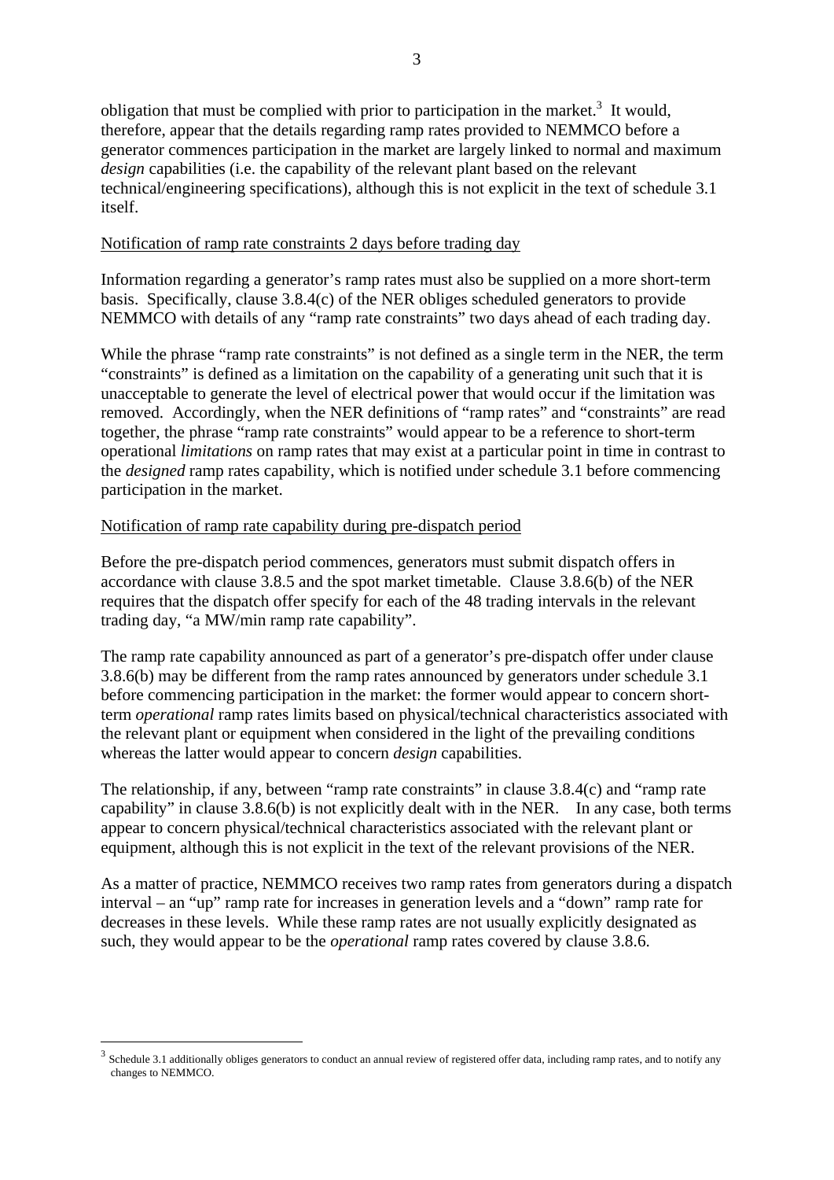obligation that must be complied with prior to participation in the market.[3] It would, therefore, appear that the details regarding ramp rates provided to NEMMCO before a generator commences participation in the market are largely linked to normal and maximum *design* capabilities (i.e. the capability of the relevant plant based on the relevant technical/engineering specifications), although this is not explicit in the text of schedule 3.1 itself.

<u>Notification of ramp rate constraints 2 days before trading day</u>

Information regarding a generator's ramp rates must also be supplied on a more short-term basis. Specifically, clause 3.8.4(c) of the NER obliges scheduled generators to provide NEMMCO with details of any "ramp rate constraints" two days ahead of each trading day.

While the phrase "ramp rate constraints" is not defined as a single term in the NER, the term "constraints" is defined as a limitation on the capability of a generating unit such that it is unacceptable to generate the level of electrical power that would occur if the limitation was removed. Accordingly, when the NER definitions of "ramp rates" and "constraints" are read together, the phrase "ramp rate constraints" would appear to be a reference to short-term operational *limitations* on ramp rates that may exist at a particular point in time in contrast to the *designed* ramp rates capability, which is notified under schedule 3.1 before commencing participation in the market.

<u>Notification of ramp rate capability during pre-dispatch period</u>

Before the pre-dispatch period commences, generators must submit dispatch offers in accordance with clause 3.8.5 and the spot market timetable. Clause 3.8.6(b) of the NER requires that the dispatch offer specify for each of the 48 trading intervals in the relevant trading day, "a MW/min ramp rate capability".

The ramp rate capability announced as part of a generator's pre-dispatch offer under clause 3.8.6(b) may be different from the ramp rates announced by generators under schedule 3.1 before commencing participation in the market: the former would appear to concern short-term *operational* ramp rates limits based on physical/technical characteristics associated with the relevant plant or equipment when considered in the light of the prevailing conditions whereas the latter would appear to concern *design* capabilities.

The relationship, if any, between "ramp rate constraints" in clause 3.8.4(c) and "ramp rate capability" in clause 3.8.6(b) is not explicitly dealt with in the NER. In any case, both terms appear to concern physical/technical characteristics associated with the relevant plant or equipment, although this is not explicit in the text of the relevant provisions of the NER.

As a matter of practice, NEMMCO receives two ramp rates from generators during a dispatch interval – an "up" ramp rate for increases in generation levels and a "down" ramp rate for decreases in these levels. While these ramp rates are not usually explicitly designated as such, they would appear to be the *operational* ramp rates covered by clause 3.8.6.

[3] Schedule 3.1 additionally obliges generators to conduct an annual review of registered offer data, including ramp rates, and to notify any changes to NEMMCO.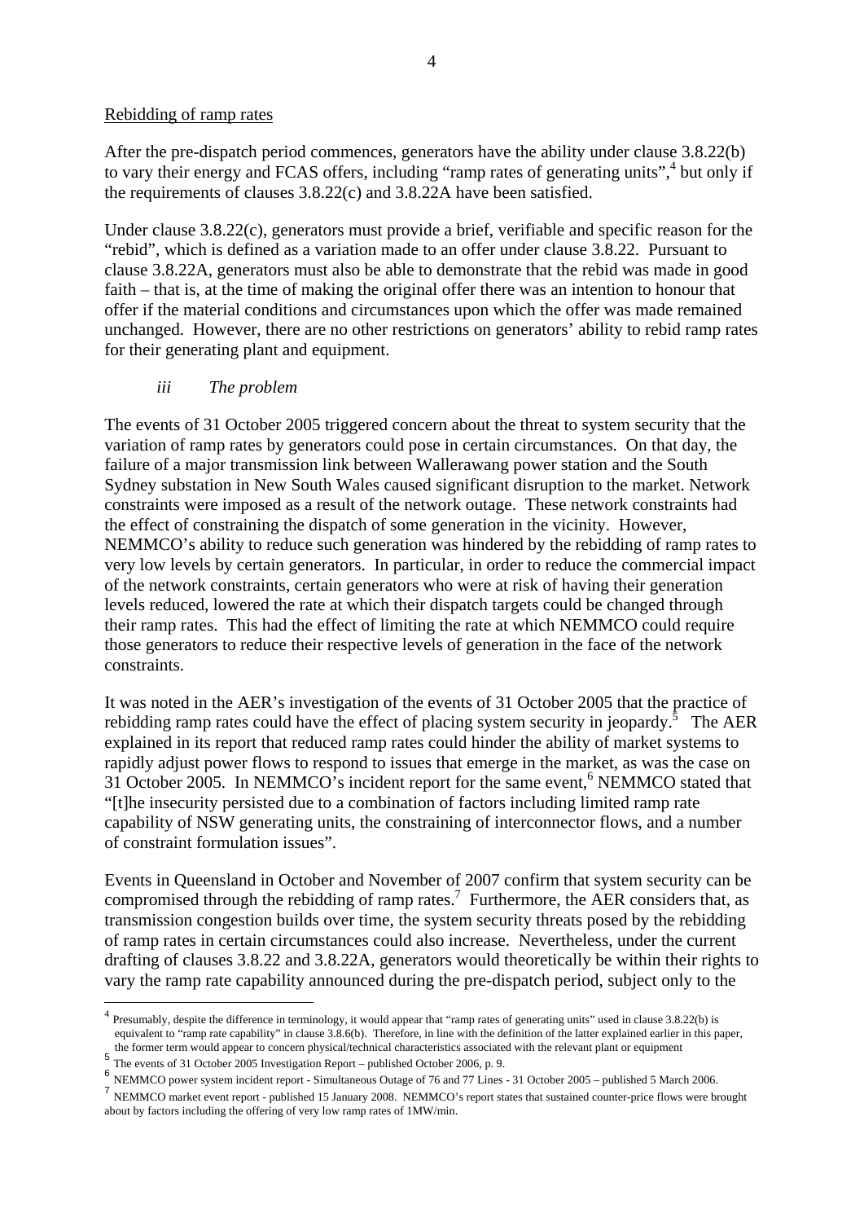Rebidding of ramp rates

After the pre-dispatch period commences, generators have the ability under clause 3.8.22(b) to vary their energy and FCAS offers, including "ramp rates of generating units",[4] but only if the requirements of clauses 3.8.22(c) and 3.8.22A have been satisfied.

Under clause 3.8.22(c), generators must provide a brief, verifiable and specific reason for the "rebid", which is defined as a variation made to an offer under clause 3.8.22. Pursuant to clause 3.8.22A, generators must also be able to demonstrate that the rebid was made in good faith – that is, at the time of making the original offer there was an intention to honour that offer if the material conditions and circumstances upon which the offer was made remained unchanged. However, there are no other restrictions on generators' ability to rebid ramp rates for their generating plant and equipment.

### *iii The problem*

The events of 31 October 2005 triggered concern about the threat to system security that the variation of ramp rates by generators could pose in certain circumstances. On that day, the failure of a major transmission link between Wallerawang power station and the South Sydney substation in New South Wales caused significant disruption to the market. Network constraints were imposed as a result of the network outage. These network constraints had the effect of constraining the dispatch of some generation in the vicinity. However, NEMMCO's ability to reduce such generation was hindered by the rebidding of ramp rates to very low levels by certain generators. In particular, in order to reduce the commercial impact of the network constraints, certain generators who were at risk of having their generation levels reduced, lowered the rate at which their dispatch targets could be changed through their ramp rates. This had the effect of limiting the rate at which NEMMCO could require those generators to reduce their respective levels of generation in the face of the network constraints.

It was noted in the AER's investigation of the events of 31 October 2005 that the practice of rebidding ramp rates could have the effect of placing system security in jeopardy.[5] The AER explained in its report that reduced ramp rates could hinder the ability of market systems to rapidly adjust power flows to respond to issues that emerge in the market, as was the case on 31 October 2005. In NEMMCO's incident report for the same event,[6] NEMMCO stated that "[t]he insecurity persisted due to a combination of factors including limited ramp rate capability of NSW generating units, the constraining of interconnector flows, and a number of constraint formulation issues".

Events in Queensland in October and November of 2007 confirm that system security can be compromised through the rebidding of ramp rates.[7] Furthermore, the AER considers that, as transmission congestion builds over time, the system security threats posed by the rebidding of ramp rates in certain circumstances could also increase. Nevertheless, under the current drafting of clauses 3.8.22 and 3.8.22A, generators would theoretically be within their rights to vary the ramp rate capability announced during the pre-dispatch period, subject only to the

---

[4] Presumably, despite the difference in terminology, it would appear that "ramp rates of generating units" used in clause 3.8.22(b) is equivalent to "ramp rate capability" in clause 3.8.6(b). Therefore, in line with the definition of the latter explained earlier in this paper, the former term would appear to concern physical/technical characteristics associated with the relevant plant or equipment

[5] The events of 31 October 2005 Investigation Report – published October 2006, p. 9.

[6] NEMMCO power system incident report - Simultaneous Outage of 76 and 77 Lines - 31 October 2005 – published 5 March 2006.

[7] NEMMCO market event report - published 15 January 2008. NEMMCO's report states that sustained counter-price flows were brought about by factors including the offering of very low ramp rates of 1MW/min.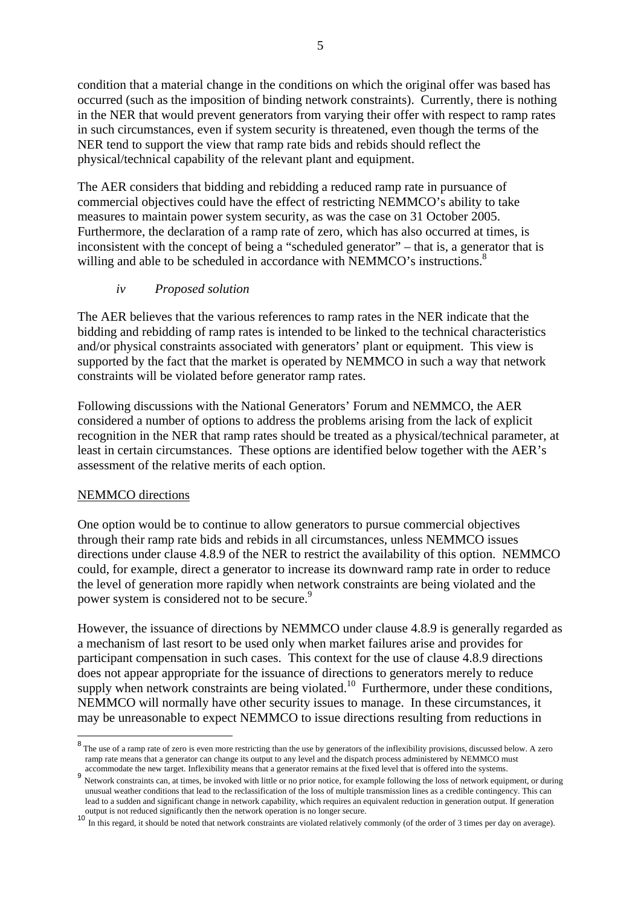condition that a material change in the conditions on which the original offer was based has occurred (such as the imposition of binding network constraints). Currently, there is nothing in the NER that would prevent generators from varying their offer with respect to ramp rates in such circumstances, even if system security is threatened, even though the terms of the NER tend to support the view that ramp rate bids and rebids should reflect the physical/technical capability of the relevant plant and equipment.

The AER considers that bidding and rebidding a reduced ramp rate in pursuance of commercial objectives could have the effect of restricting NEMMCO's ability to take measures to maintain power system security, as was the case on 31 October 2005. Furthermore, the declaration of a ramp rate of zero, which has also occurred at times, is inconsistent with the concept of being a "scheduled generator" – that is, a generator that is willing and able to be scheduled in accordance with NEMMCO's instructions.[8]

#### *iv Proposed solution*

The AER believes that the various references to ramp rates in the NER indicate that the bidding and rebidding of ramp rates is intended to be linked to the technical characteristics and/or physical constraints associated with generators' plant or equipment. This view is supported by the fact that the market is operated by NEMMCO in such a way that network constraints will be violated before generator ramp rates.

Following discussions with the National Generators' Forum and NEMMCO, the AER considered a number of options to address the problems arising from the lack of explicit recognition in the NER that ramp rates should be treated as a physical/technical parameter, at least in certain circumstances. These options are identified below together with the AER's assessment of the relative merits of each option.

NEMMCO directions

One option would be to continue to allow generators to pursue commercial objectives through their ramp rate bids and rebids in all circumstances, unless NEMMCO issues directions under clause 4.8.9 of the NER to restrict the availability of this option. NEMMCO could, for example, direct a generator to increase its downward ramp rate in order to reduce the level of generation more rapidly when network constraints are being violated and the power system is considered not to be secure.[9]

However, the issuance of directions by NEMMCO under clause 4.8.9 is generally regarded as a mechanism of last resort to be used only when market failures arise and provides for participant compensation in such cases. This context for the use of clause 4.8.9 directions does not appear appropriate for the issuance of directions to generators merely to reduce supply when network constraints are being violated.[10] Furthermore, under these conditions, NEMMCO will normally have other security issues to manage. In these circumstances, it may be unreasonable to expect NEMMCO to issue directions resulting from reductions in

---

[8] The use of a ramp rate of zero is even more restricting than the use by generators of the inflexibility provisions, discussed below. A zero ramp rate means that a generator can change its output to any level and the dispatch process administered by NEMMCO must accommodate the new target. Inflexibility means that a generator remains at the fixed level that is offered into the systems.

[9] Network constraints can, at times, be invoked with little or no prior notice, for example following the loss of network equipment, or during unusual weather conditions that lead to the reclassification of the loss of multiple transmission lines as a credible contingency. This can lead to a sudden and significant change in network capability, which requires an equivalent reduction in generation output. If generation output is not reduced significantly then the network operation is no longer secure.

[10] In this regard, it should be noted that network constraints are violated relatively commonly (of the order of 3 times per day on average).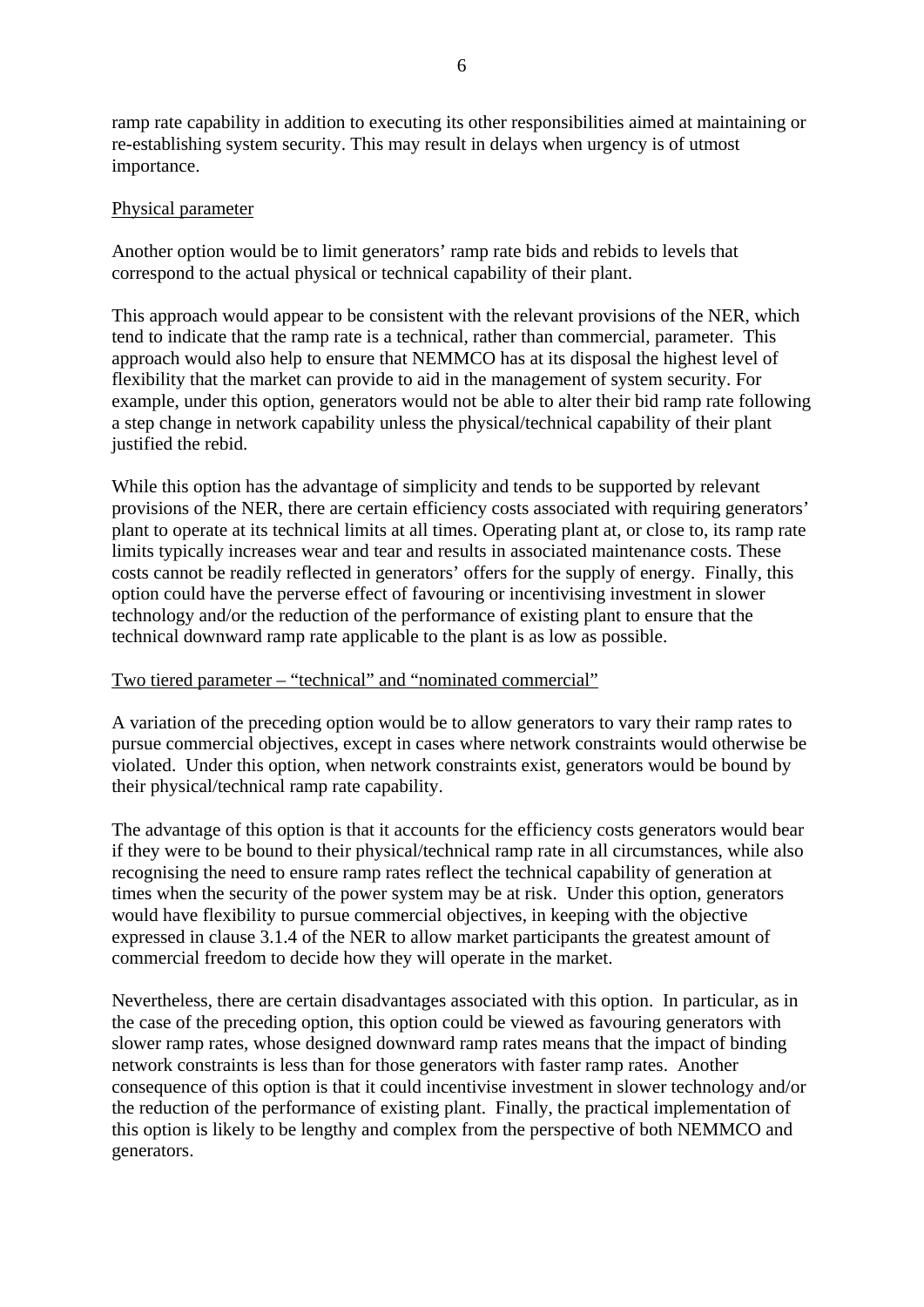ramp rate capability in addition to executing its other responsibilities aimed at maintaining or re-establishing system security. This may result in delays when urgency is of utmost importance.

<u>Physical parameter</u>

Another option would be to limit generators' ramp rate bids and rebids to levels that correspond to the actual physical or technical capability of their plant.

This approach would appear to be consistent with the relevant provisions of the NER, which tend to indicate that the ramp rate is a technical, rather than commercial, parameter. This approach would also help to ensure that NEMMCO has at its disposal the highest level of flexibility that the market can provide to aid in the management of system security. For example, under this option, generators would not be able to alter their bid ramp rate following a step change in network capability unless the physical/technical capability of their plant justified the rebid.

While this option has the advantage of simplicity and tends to be supported by relevant provisions of the NER, there are certain efficiency costs associated with requiring generators' plant to operate at its technical limits at all times. Operating plant at, or close to, its ramp rate limits typically increases wear and tear and results in associated maintenance costs. These costs cannot be readily reflected in generators' offers for the supply of energy. Finally, this option could have the perverse effect of favouring or incentivising investment in slower technology and/or the reduction of the performance of existing plant to ensure that the technical downward ramp rate applicable to the plant is as low as possible.

<u>Two tiered parameter – "technical" and "nominated commercial"</u>

A variation of the preceding option would be to allow generators to vary their ramp rates to pursue commercial objectives, except in cases where network constraints would otherwise be violated. Under this option, when network constraints exist, generators would be bound by their physical/technical ramp rate capability.

The advantage of this option is that it accounts for the efficiency costs generators would bear if they were to be bound to their physical/technical ramp rate in all circumstances, while also recognising the need to ensure ramp rates reflect the technical capability of generation at times when the security of the power system may be at risk. Under this option, generators would have flexibility to pursue commercial objectives, in keeping with the objective expressed in clause 3.1.4 of the NER to allow market participants the greatest amount of commercial freedom to decide how they will operate in the market.

Nevertheless, there are certain disadvantages associated with this option. In particular, as in the case of the preceding option, this option could be viewed as favouring generators with slower ramp rates, whose designed downward ramp rates means that the impact of binding network constraints is less than for those generators with faster ramp rates. Another consequence of this option is that it could incentivise investment in slower technology and/or the reduction of the performance of existing plant. Finally, the practical implementation of this option is likely to be lengthy and complex from the perspective of both NEMMCO and generators.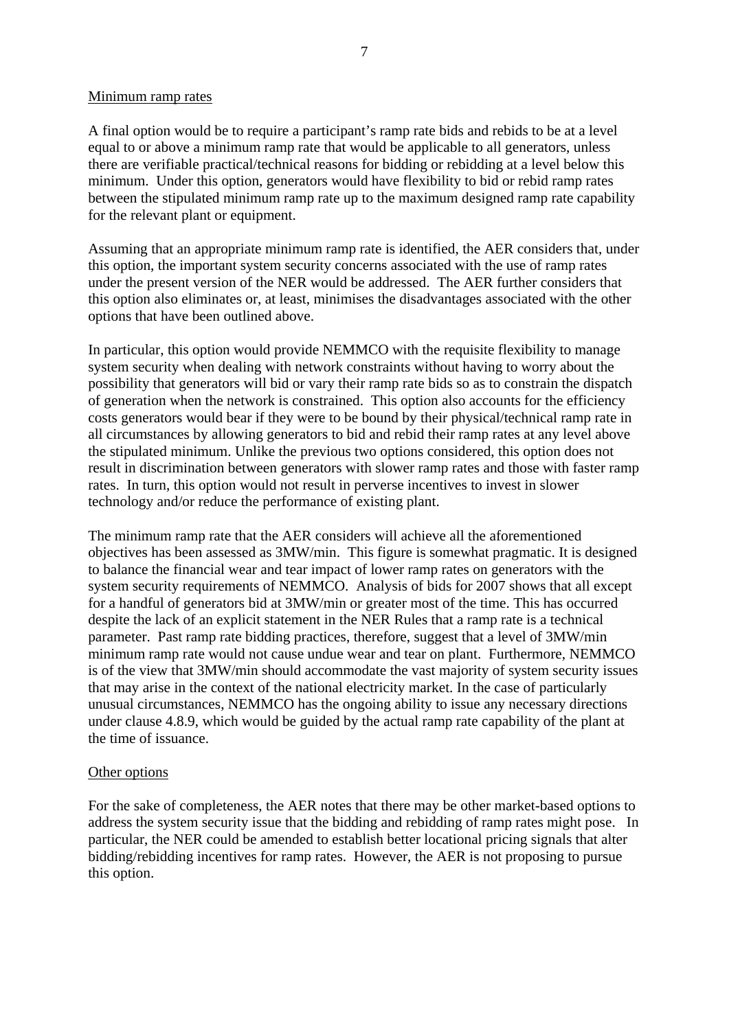Minimum ramp rates

A final option would be to require a participant's ramp rate bids and rebids to be at a level equal to or above a minimum ramp rate that would be applicable to all generators, unless there are verifiable practical/technical reasons for bidding or rebidding at a level below this minimum. Under this option, generators would have flexibility to bid or rebid ramp rates between the stipulated minimum ramp rate up to the maximum designed ramp rate capability for the relevant plant or equipment.

Assuming that an appropriate minimum ramp rate is identified, the AER considers that, under this option, the important system security concerns associated with the use of ramp rates under the present version of the NER would be addressed. The AER further considers that this option also eliminates or, at least, minimises the disadvantages associated with the other options that have been outlined above.

In particular, this option would provide NEMMCO with the requisite flexibility to manage system security when dealing with network constraints without having to worry about the possibility that generators will bid or vary their ramp rate bids so as to constrain the dispatch of generation when the network is constrained. This option also accounts for the efficiency costs generators would bear if they were to be bound by their physical/technical ramp rate in all circumstances by allowing generators to bid and rebid their ramp rates at any level above the stipulated minimum. Unlike the previous two options considered, this option does not result in discrimination between generators with slower ramp rates and those with faster ramp rates. In turn, this option would not result in perverse incentives to invest in slower technology and/or reduce the performance of existing plant.

The minimum ramp rate that the AER considers will achieve all the aforementioned objectives has been assessed as 3MW/min. This figure is somewhat pragmatic. It is designed to balance the financial wear and tear impact of lower ramp rates on generators with the system security requirements of NEMMCO. Analysis of bids for 2007 shows that all except for a handful of generators bid at 3MW/min or greater most of the time. This has occurred despite the lack of an explicit statement in the NER Rules that a ramp rate is a technical parameter. Past ramp rate bidding practices, therefore, suggest that a level of 3MW/min minimum ramp rate would not cause undue wear and tear on plant. Furthermore, NEMMCO is of the view that 3MW/min should accommodate the vast majority of system security issues that may arise in the context of the national electricity market. In the case of particularly unusual circumstances, NEMMCO has the ongoing ability to issue any necessary directions under clause 4.8.9, which would be guided by the actual ramp rate capability of the plant at the time of issuance.

Other options

For the sake of completeness, the AER notes that there may be other market-based options to address the system security issue that the bidding and rebidding of ramp rates might pose. In particular, the NER could be amended to establish better locational pricing signals that alter bidding/rebidding incentives for ramp rates. However, the AER is not proposing to pursue this option.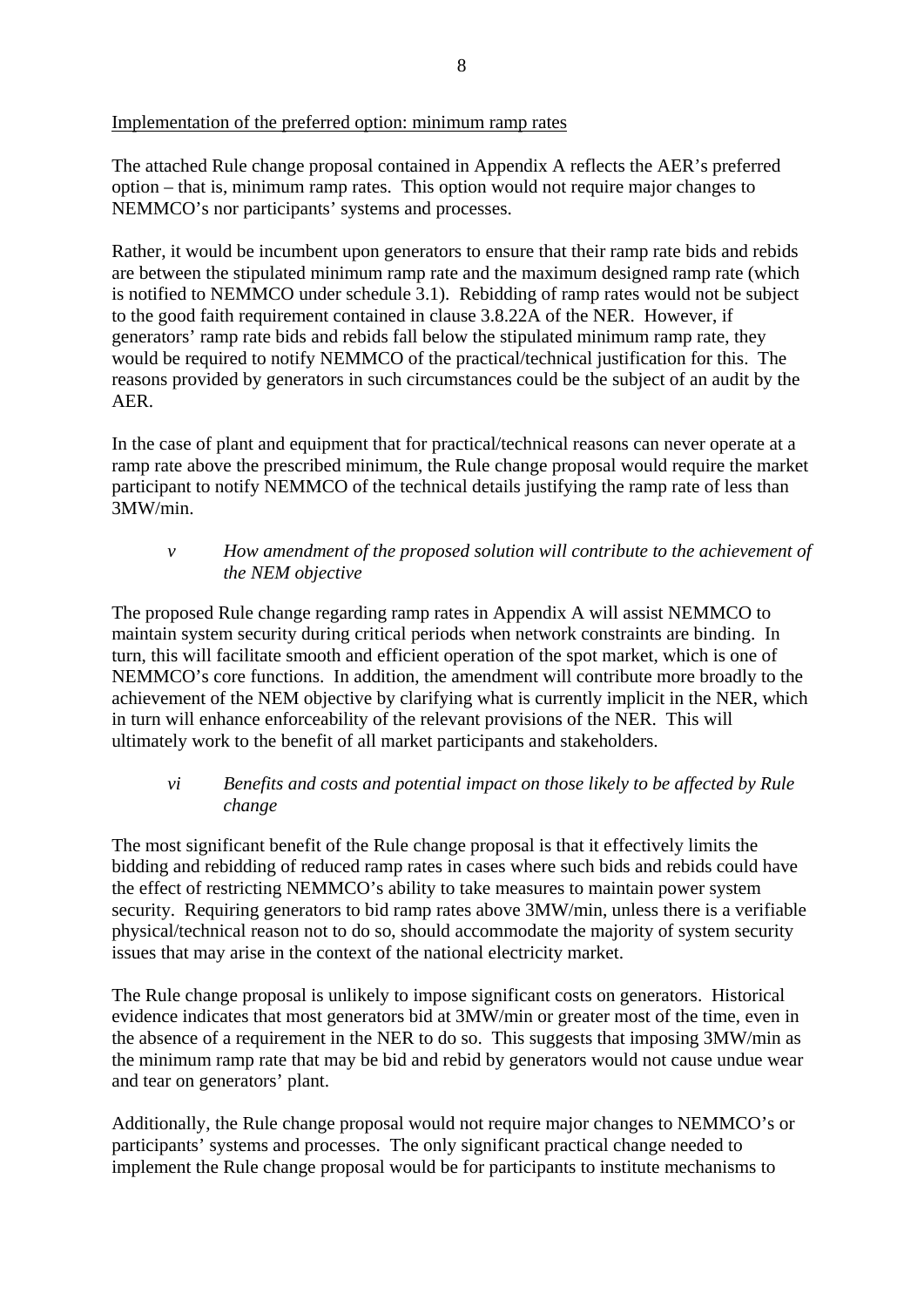Implementation of the preferred option: minimum ramp rates

The attached Rule change proposal contained in Appendix A reflects the AER's preferred option – that is, minimum ramp rates. This option would not require major changes to NEMMCO's nor participants' systems and processes.

Rather, it would be incumbent upon generators to ensure that their ramp rate bids and rebids are between the stipulated minimum ramp rate and the maximum designed ramp rate (which is notified to NEMMCO under schedule 3.1). Rebidding of ramp rates would not be subject to the good faith requirement contained in clause 3.8.22A of the NER. However, if generators' ramp rate bids and rebids fall below the stipulated minimum ramp rate, they would be required to notify NEMMCO of the practical/technical justification for this. The reasons provided by generators in such circumstances could be the subject of an audit by the AER.

In the case of plant and equipment that for practical/technical reasons can never operate at a ramp rate above the prescribed minimum, the Rule change proposal would require the market participant to notify NEMMCO of the technical details justifying the ramp rate of less than 3MW/min.

### *v How amendment of the proposed solution will contribute to the achievement of the NEM objective*

The proposed Rule change regarding ramp rates in Appendix A will assist NEMMCO to maintain system security during critical periods when network constraints are binding. In turn, this will facilitate smooth and efficient operation of the spot market, which is one of NEMMCO's core functions. In addition, the amendment will contribute more broadly to the achievement of the NEM objective by clarifying what is currently implicit in the NER, which in turn will enhance enforceability of the relevant provisions of the NER. This will ultimately work to the benefit of all market participants and stakeholders.

### *vi Benefits and costs and potential impact on those likely to be affected by Rule change*

The most significant benefit of the Rule change proposal is that it effectively limits the bidding and rebidding of reduced ramp rates in cases where such bids and rebids could have the effect of restricting NEMMCO's ability to take measures to maintain power system security. Requiring generators to bid ramp rates above 3MW/min, unless there is a verifiable physical/technical reason not to do so, should accommodate the majority of system security issues that may arise in the context of the national electricity market.

The Rule change proposal is unlikely to impose significant costs on generators. Historical evidence indicates that most generators bid at 3MW/min or greater most of the time, even in the absence of a requirement in the NER to do so. This suggests that imposing 3MW/min as the minimum ramp rate that may be bid and rebid by generators would not cause undue wear and tear on generators' plant.

Additionally, the Rule change proposal would not require major changes to NEMMCO's or participants' systems and processes. The only significant practical change needed to implement the Rule change proposal would be for participants to institute mechanisms to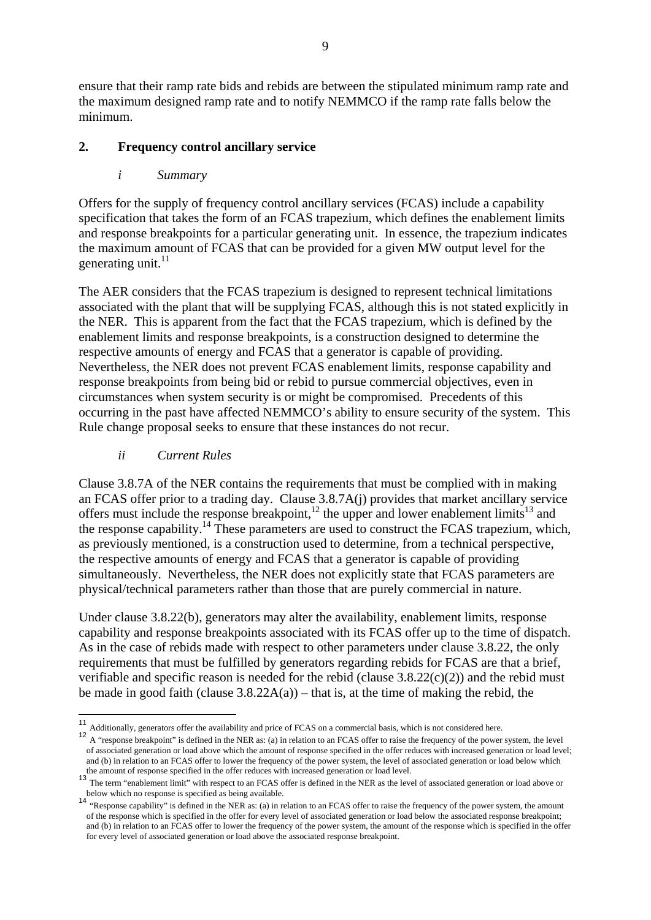ensure that their ramp rate bids and rebids are between the stipulated minimum ramp rate and the maximum designed ramp rate and to notify NEMMCO if the ramp rate falls below the minimum.

## 2. Frequency control ancillary service

### *i Summary*

Offers for the supply of frequency control ancillary services (FCAS) include a capability specification that takes the form of an FCAS trapezium, which defines the enablement limits and response breakpoints for a particular generating unit. In essence, the trapezium indicates the maximum amount of FCAS that can be provided for a given MW output level for the generating unit.[11]

The AER considers that the FCAS trapezium is designed to represent technical limitations associated with the plant that will be supplying FCAS, although this is not stated explicitly in the NER. This is apparent from the fact that the FCAS trapezium, which is defined by the enablement limits and response breakpoints, is a construction designed to determine the respective amounts of energy and FCAS that a generator is capable of providing. Nevertheless, the NER does not prevent FCAS enablement limits, response capability and response breakpoints from being bid or rebid to pursue commercial objectives, even in circumstances when system security is or might be compromised. Precedents of this occurring in the past have affected NEMMCO's ability to ensure security of the system. This Rule change proposal seeks to ensure that these instances do not recur.

### *ii Current Rules*

Clause 3.8.7A of the NER contains the requirements that must be complied with in making an FCAS offer prior to a trading day. Clause 3.8.7A(j) provides that market ancillary service offers must include the response breakpoint,[12] the upper and lower enablement limits[13] and the response capability.[14] These parameters are used to construct the FCAS trapezium, which, as previously mentioned, is a construction used to determine, from a technical perspective, the respective amounts of energy and FCAS that a generator is capable of providing simultaneously. Nevertheless, the NER does not explicitly state that FCAS parameters are physical/technical parameters rather than those that are purely commercial in nature.

Under clause 3.8.22(b), generators may alter the availability, enablement limits, response capability and response breakpoints associated with its FCAS offer up to the time of dispatch. As in the case of rebids made with respect to other parameters under clause 3.8.22, the only requirements that must be fulfilled by generators regarding rebids for FCAS are that a brief, verifiable and specific reason is needed for the rebid (clause 3.8.22(c)(2)) and the rebid must be made in good faith (clause 3.8.22A(a)) – that is, at the time of making the rebid, the

---

[11] Additionally, generators offer the availability and price of FCAS on a commercial basis, which is not considered here.

[12] A "response breakpoint" is defined in the NER as: (a) in relation to an FCAS offer to raise the frequency of the power system, the level of associated generation or load above which the amount of response specified in the offer reduces with increased generation or load level; and (b) in relation to an FCAS offer to lower the frequency of the power system, the level of associated generation or load below which the amount of response specified in the offer reduces with increased generation or load level.

[13] The term "enablement limit" with respect to an FCAS offer is defined in the NER as the level of associated generation or load above or below which no response is specified as being available.

[14] "Response capability" is defined in the NER as: (a) in relation to an FCAS offer to raise the frequency of the power system, the amount of the response which is specified in the offer for every level of associated generation or load below the associated response breakpoint; and (b) in relation to an FCAS offer to lower the frequency of the power system, the amount of the response which is specified in the offer for every level of associated generation or load above the associated response breakpoint.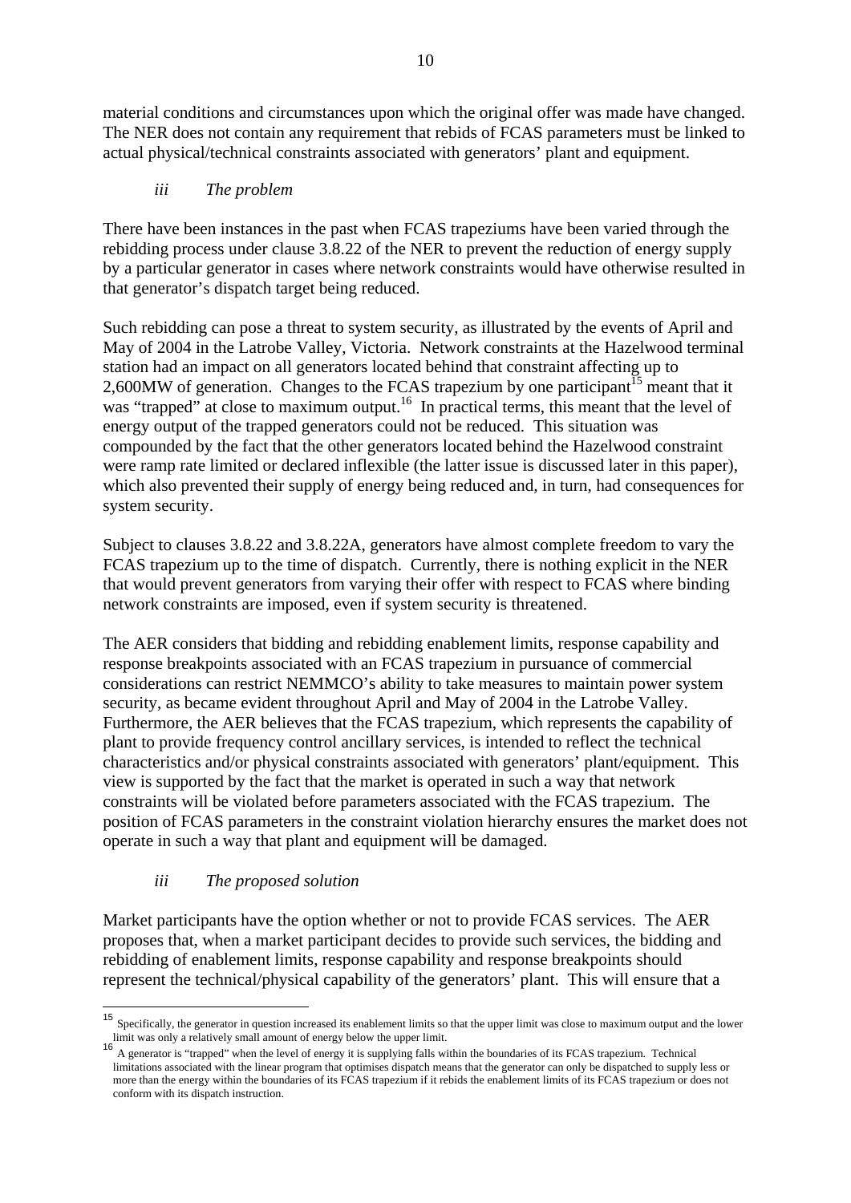material conditions and circumstances upon which the original offer was made have changed. The NER does not contain any requirement that rebids of FCAS parameters must be linked to actual physical/technical constraints associated with generators' plant and equipment.

### *iii The problem*

There have been instances in the past when FCAS trapeziums have been varied through the rebidding process under clause 3.8.22 of the NER to prevent the reduction of energy supply by a particular generator in cases where network constraints would have otherwise resulted in that generator's dispatch target being reduced.

Such rebidding can pose a threat to system security, as illustrated by the events of April and May of 2004 in the Latrobe Valley, Victoria. Network constraints at the Hazelwood terminal station had an impact on all generators located behind that constraint affecting up to 2,600MW of generation. Changes to the FCAS trapezium by one participant[15] meant that it was "trapped" at close to maximum output.[16] In practical terms, this meant that the level of energy output of the trapped generators could not be reduced. This situation was compounded by the fact that the other generators located behind the Hazelwood constraint were ramp rate limited or declared inflexible (the latter issue is discussed later in this paper), which also prevented their supply of energy being reduced and, in turn, had consequences for system security.

Subject to clauses 3.8.22 and 3.8.22A, generators have almost complete freedom to vary the FCAS trapezium up to the time of dispatch. Currently, there is nothing explicit in the NER that would prevent generators from varying their offer with respect to FCAS where binding network constraints are imposed, even if system security is threatened.

The AER considers that bidding and rebidding enablement limits, response capability and response breakpoints associated with an FCAS trapezium in pursuance of commercial considerations can restrict NEMMCO's ability to take measures to maintain power system security, as became evident throughout April and May of 2004 in the Latrobe Valley. Furthermore, the AER believes that the FCAS trapezium, which represents the capability of plant to provide frequency control ancillary services, is intended to reflect the technical characteristics and/or physical constraints associated with generators' plant/equipment. This view is supported by the fact that the market is operated in such a way that network constraints will be violated before parameters associated with the FCAS trapezium. The position of FCAS parameters in the constraint violation hierarchy ensures the market does not operate in such a way that plant and equipment will be damaged.

### *iii The proposed solution*

Market participants have the option whether or not to provide FCAS services. The AER proposes that, when a market participant decides to provide such services, the bidding and rebidding of enablement limits, response capability and response breakpoints should represent the technical/physical capability of the generators' plant. This will ensure that a

---

[15] Specifically, the generator in question increased its enablement limits so that the upper limit was close to maximum output and the lower limit was only a relatively small amount of energy below the upper limit.

[16] A generator is "trapped" when the level of energy it is supplying falls within the boundaries of its FCAS trapezium. Technical limitations associated with the linear program that optimises dispatch means that the generator can only be dispatched to supply less or more than the energy within the boundaries of its FCAS trapezium if it rebids the enablement limits of its FCAS trapezium or does not conform with its dispatch instruction.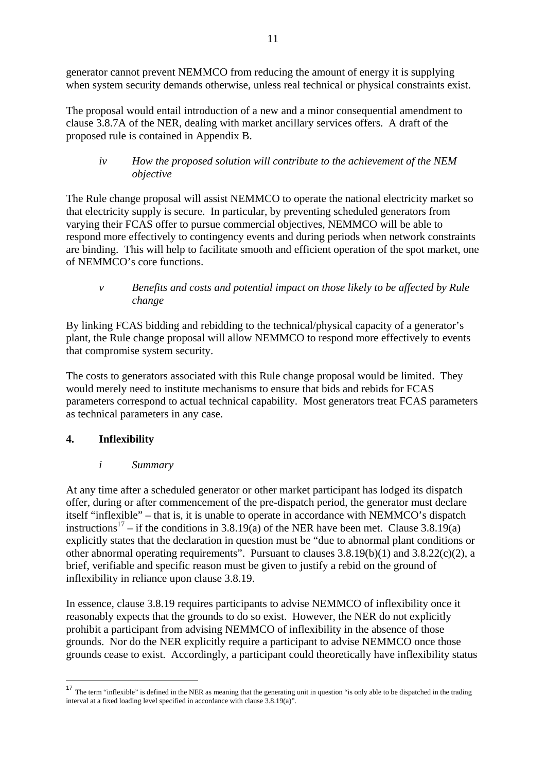generator cannot prevent NEMMCO from reducing the amount of energy it is supplying when system security demands otherwise, unless real technical or physical constraints exist.

The proposal would entail introduction of a new and a minor consequential amendment to clause 3.8.7A of the NER, dealing with market ancillary services offers. A draft of the proposed rule is contained in Appendix B.

### *iv How the proposed solution will contribute to the achievement of the NEM objective*

The Rule change proposal will assist NEMMCO to operate the national electricity market so that electricity supply is secure. In particular, by preventing scheduled generators from varying their FCAS offer to pursue commercial objectives, NEMMCO will be able to respond more effectively to contingency events and during periods when network constraints are binding. This will help to facilitate smooth and efficient operation of the spot market, one of NEMMCO's core functions.

### *v Benefits and costs and potential impact on those likely to be affected by Rule change*

By linking FCAS bidding and rebidding to the technical/physical capacity of a generator's plant, the Rule change proposal will allow NEMMCO to respond more effectively to events that compromise system security.

The costs to generators associated with this Rule change proposal would be limited. They would merely need to institute mechanisms to ensure that bids and rebids for FCAS parameters correspond to actual technical capability. Most generators treat FCAS parameters as technical parameters in any case.

## 4. Inflexibility

### *i Summary*

At any time after a scheduled generator or other market participant has lodged its dispatch offer, during or after commencement of the pre-dispatch period, the generator must declare itself "inflexible" – that is, it is unable to operate in accordance with NEMMCO's dispatch instructions[17] – if the conditions in 3.8.19(a) of the NER have been met. Clause 3.8.19(a) explicitly states that the declaration in question must be "due to abnormal plant conditions or other abnormal operating requirements". Pursuant to clauses 3.8.19(b)(1) and 3.8.22(c)(2), a brief, verifiable and specific reason must be given to justify a rebid on the ground of inflexibility in reliance upon clause 3.8.19.

In essence, clause 3.8.19 requires participants to advise NEMMCO of inflexibility once it reasonably expects that the grounds to do so exist. However, the NER do not explicitly prohibit a participant from advising NEMMCO of inflexibility in the absence of those grounds. Nor do the NER explicitly require a participant to advise NEMMCO once those grounds cease to exist. Accordingly, a participant could theoretically have inflexibility status

---

[17] The term "inflexible" is defined in the NER as meaning that the generating unit in question "is only able to be dispatched in the trading interval at a fixed loading level specified in accordance with clause 3.8.19(a)".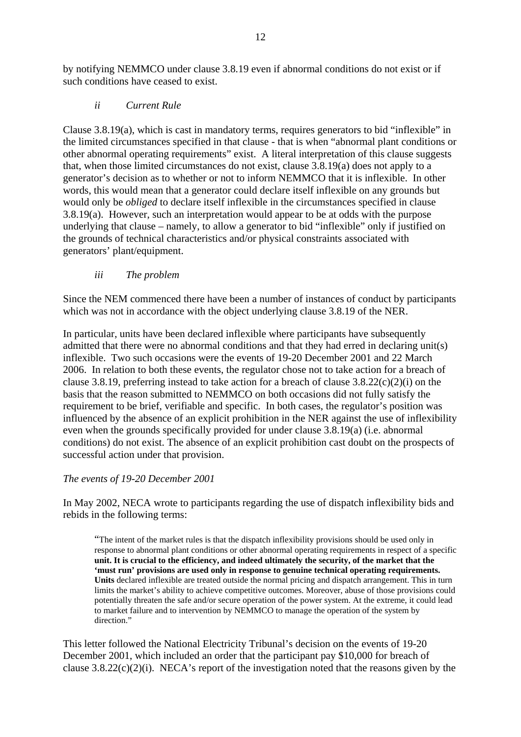by notifying NEMMCO under clause 3.8.19 even if abnormal conditions do not exist or if such conditions have ceased to exist.

*ii Current Rule*

Clause 3.8.19(a), which is cast in mandatory terms, requires generators to bid "inflexible" in the limited circumstances specified in that clause - that is when "abnormal plant conditions or other abnormal operating requirements" exist. A literal interpretation of this clause suggests that, when those limited circumstances do not exist, clause 3.8.19(a) does not apply to a generator's decision as to whether or not to inform NEMMCO that it is inflexible. In other words, this would mean that a generator could declare itself inflexible on any grounds but would only be *obliged* to declare itself inflexible in the circumstances specified in clause 3.8.19(a). However, such an interpretation would appear to be at odds with the purpose underlying that clause – namely, to allow a generator to bid "inflexible" only if justified on the grounds of technical characteristics and/or physical constraints associated with generators' plant/equipment.

*iii The problem*

Since the NEM commenced there have been a number of instances of conduct by participants which was not in accordance with the object underlying clause 3.8.19 of the NER.

In particular, units have been declared inflexible where participants have subsequently admitted that there were no abnormal conditions and that they had erred in declaring unit(s) inflexible. Two such occasions were the events of 19-20 December 2001 and 22 March 2006. In relation to both these events, the regulator chose not to take action for a breach of clause 3.8.19, preferring instead to take action for a breach of clause 3.8.22(c)(2)(i) on the basis that the reason submitted to NEMMCO on both occasions did not fully satisfy the requirement to be brief, verifiable and specific. In both cases, the regulator's position was influenced by the absence of an explicit prohibition in the NER against the use of inflexibility even when the grounds specifically provided for under clause 3.8.19(a) (i.e. abnormal conditions) do not exist. The absence of an explicit prohibition cast doubt on the prospects of successful action under that provision.

*The events of 19-20 December 2001*

In May 2002, NECA wrote to participants regarding the use of dispatch inflexibility bids and rebids in the following terms:

> "The intent of the market rules is that the dispatch inflexibility provisions should be used only in response to abnormal plant conditions or other abnormal operating requirements in respect of a specific **unit. It is crucial to the efficiency, and indeed ultimately the security, of the market that the 'must run' provisions are used only in response to genuine technical operating requirements. Units** declared inflexible are treated outside the normal pricing and dispatch arrangement. This in turn limits the market's ability to achieve competitive outcomes. Moreover, abuse of those provisions could potentially threaten the safe and/or secure operation of the power system. At the extreme, it could lead to market failure and to intervention by NEMMCO to manage the operation of the system by direction."

This letter followed the National Electricity Tribunal's decision on the events of 19-20 December 2001, which included an order that the participant pay $10,000 for breach of clause 3.8.22(c)(2)(i). NECA's report of the investigation noted that the reasons given by the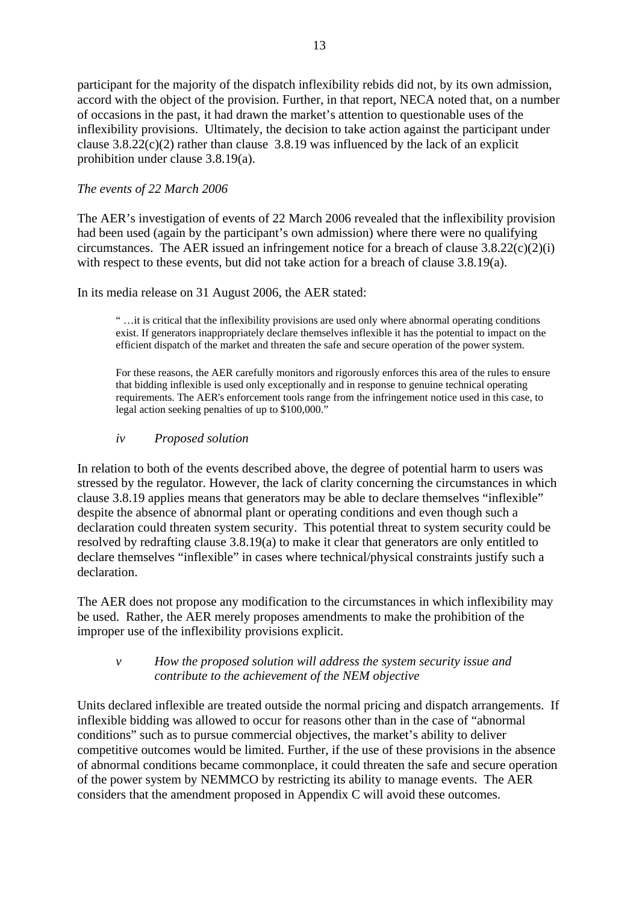participant for the majority of the dispatch inflexibility rebids did not, by its own admission, accord with the object of the provision. Further, in that report, NECA noted that, on a number of occasions in the past, it had drawn the market's attention to questionable uses of the inflexibility provisions. Ultimately, the decision to take action against the participant under clause 3.8.22(c)(2) rather than clause 3.8.19 was influenced by the lack of an explicit prohibition under clause 3.8.19(a).

*The events of 22 March 2006*

The AER's investigation of events of 22 March 2006 revealed that the inflexibility provision had been used (again by the participant's own admission) where there were no qualifying circumstances. The AER issued an infringement notice for a breach of clause 3.8.22(c)(2)(i) with respect to these events, but did not take action for a breach of clause 3.8.19(a).

In its media release on 31 August 2006, the AER stated:

> " …it is critical that the inflexibility provisions are used only where abnormal operating conditions exist. If generators inappropriately declare themselves inflexible it has the potential to impact on the efficient dispatch of the market and threaten the safe and secure operation of the power system.
>
> For these reasons, the AER carefully monitors and rigorously enforces this area of the rules to ensure that bidding inflexible is used only exceptionally and in response to genuine technical operating requirements. The AER's enforcement tools range from the infringement notice used in this case, to legal action seeking penalties of up to $100,000."

### *iv Proposed solution*

In relation to both of the events described above, the degree of potential harm to users was stressed by the regulator. However, the lack of clarity concerning the circumstances in which clause 3.8.19 applies means that generators may be able to declare themselves "inflexible" despite the absence of abnormal plant or operating conditions and even though such a declaration could threaten system security. This potential threat to system security could be resolved by redrafting clause 3.8.19(a) to make it clear that generators are only entitled to declare themselves "inflexible" in cases where technical/physical constraints justify such a declaration.

The AER does not propose any modification to the circumstances in which inflexibility may be used. Rather, the AER merely proposes amendments to make the prohibition of the improper use of the inflexibility provisions explicit.

### *v How the proposed solution will address the system security issue and contribute to the achievement of the NEM objective*

Units declared inflexible are treated outside the normal pricing and dispatch arrangements. If inflexible bidding was allowed to occur for reasons other than in the case of "abnormal conditions" such as to pursue commercial objectives, the market's ability to deliver competitive outcomes would be limited. Further, if the use of these provisions in the absence of abnormal conditions became commonplace, it could threaten the safe and secure operation of the power system by NEMMCO by restricting its ability to manage events. The AER considers that the amendment proposed in Appendix C will avoid these outcomes.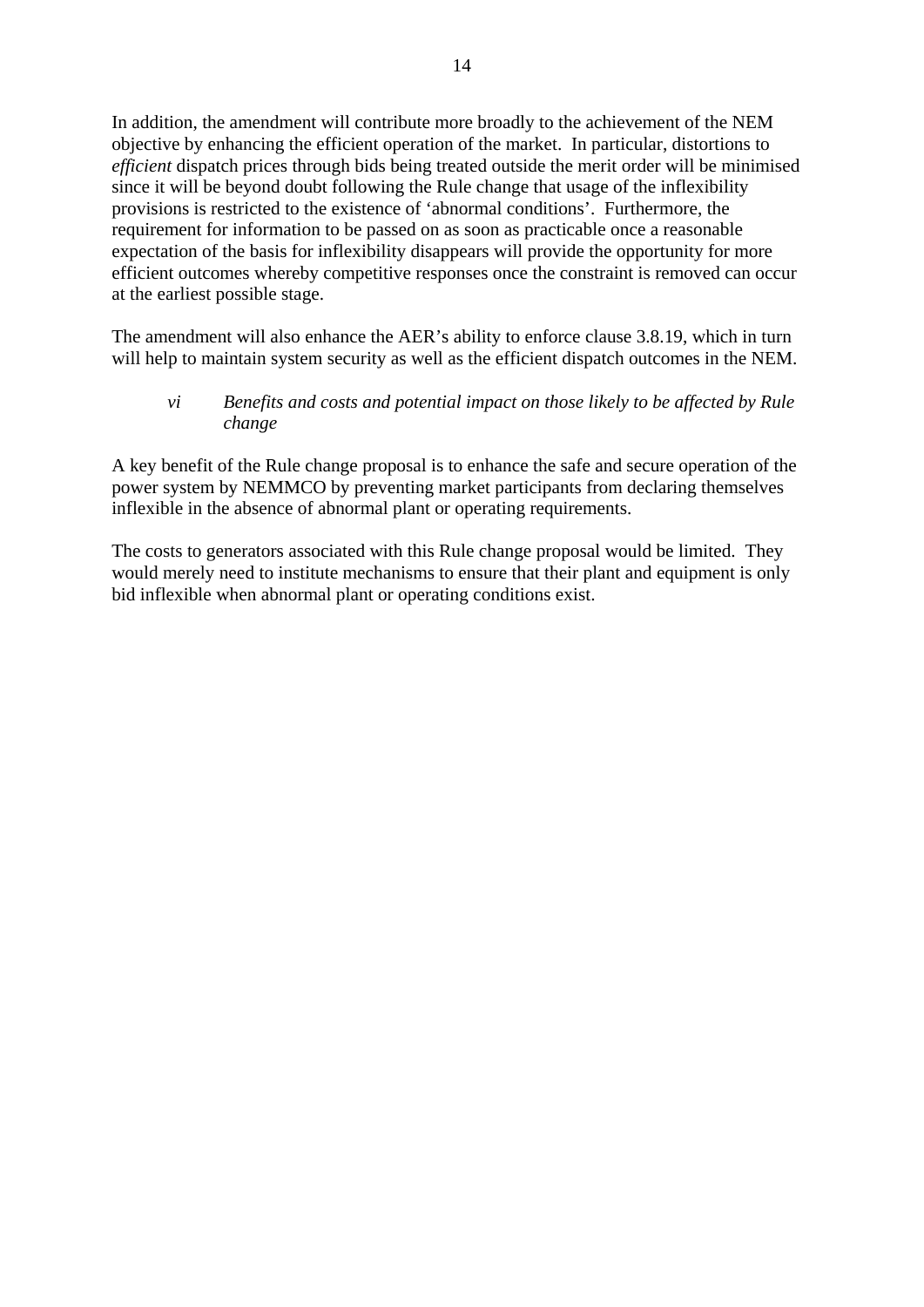In addition, the amendment will contribute more broadly to the achievement of the NEM objective by enhancing the efficient operation of the market. In particular, distortions to *efficient* dispatch prices through bids being treated outside the merit order will be minimised since it will be beyond doubt following the Rule change that usage of the inflexibility provisions is restricted to the existence of 'abnormal conditions'. Furthermore, the requirement for information to be passed on as soon as practicable once a reasonable expectation of the basis for inflexibility disappears will provide the opportunity for more efficient outcomes whereby competitive responses once the constraint is removed can occur at the earliest possible stage.

The amendment will also enhance the AER's ability to enforce clause 3.8.19, which in turn will help to maintain system security as well as the efficient dispatch outcomes in the NEM.

*vi Benefits and costs and potential impact on those likely to be affected by Rule change*

A key benefit of the Rule change proposal is to enhance the safe and secure operation of the power system by NEMMCO by preventing market participants from declaring themselves inflexible in the absence of abnormal plant or operating requirements.

The costs to generators associated with this Rule change proposal would be limited. They would merely need to institute mechanisms to ensure that their plant and equipment is only bid inflexible when abnormal plant or operating conditions exist.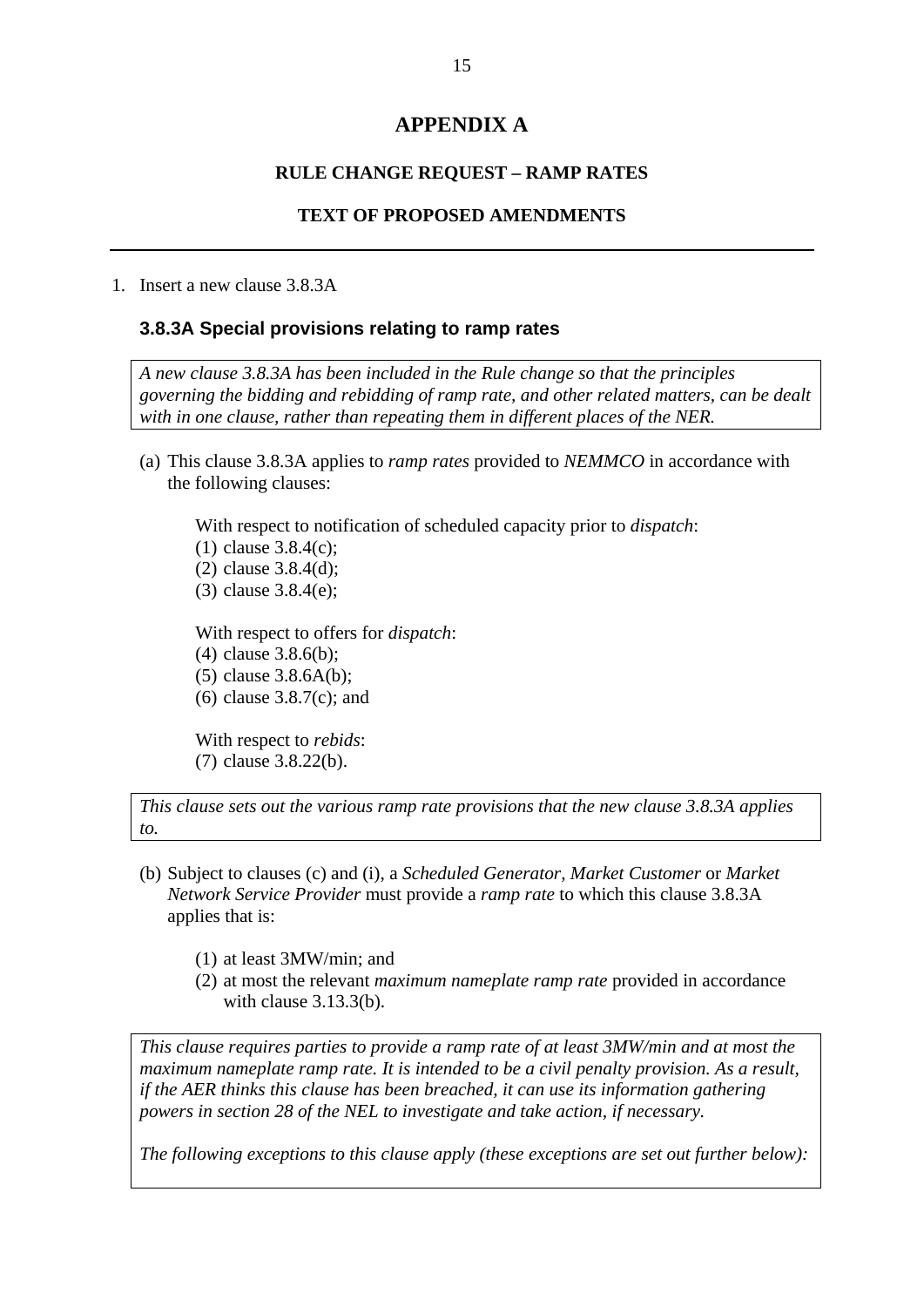# APPENDIX A

## RULE CHANGE REQUEST – RAMP RATES

## TEXT OF PROPOSED AMENDMENTS

---

1. Insert a new clause 3.8.3A

### 3.8.3A Special provisions relating to ramp rates

> *A new clause 3.8.3A has been included in the Rule change so that the principles governing the bidding and rebidding of ramp rate, and other related matters, can be dealt with in one clause, rather than repeating them in different places of the NER.*

(a) This clause 3.8.3A applies to *ramp rates* provided to *NEMMCO* in accordance with the following clauses:

With respect to notification of scheduled capacity prior to *dispatch*:

(1) clause 3.8.4(c);
(2) clause 3.8.4(d);
(3) clause 3.8.4(e);

With respect to offers for *dispatch*:

(4) clause 3.8.6(b);
(5) clause 3.8.6A(b);
(6) clause 3.8.7(c); and

With respect to *rebids*:

(7) clause 3.8.22(b).

> *This clause sets out the various ramp rate provisions that the new clause 3.8.3A applies to.*

(b) Subject to clauses (c) and (i), a *Scheduled Generator*, *Market Customer* or *Market Network Service Provider* must provide a *ramp rate* to which this clause 3.8.3A applies that is:

(1) at least 3MW/min; and
(2) at most the relevant *maximum nameplate ramp rate* provided in accordance with clause 3.13.3(b).

> *This clause requires parties to provide a ramp rate of at least 3MW/min and at most the maximum nameplate ramp rate. It is intended to be a civil penalty provision. As a result, if the AER thinks this clause has been breached, it can use its information gathering powers in section 28 of the NEL to investigate and take action, if necessary.*
>
> *The following exceptions to this clause apply (these exceptions are set out further below):*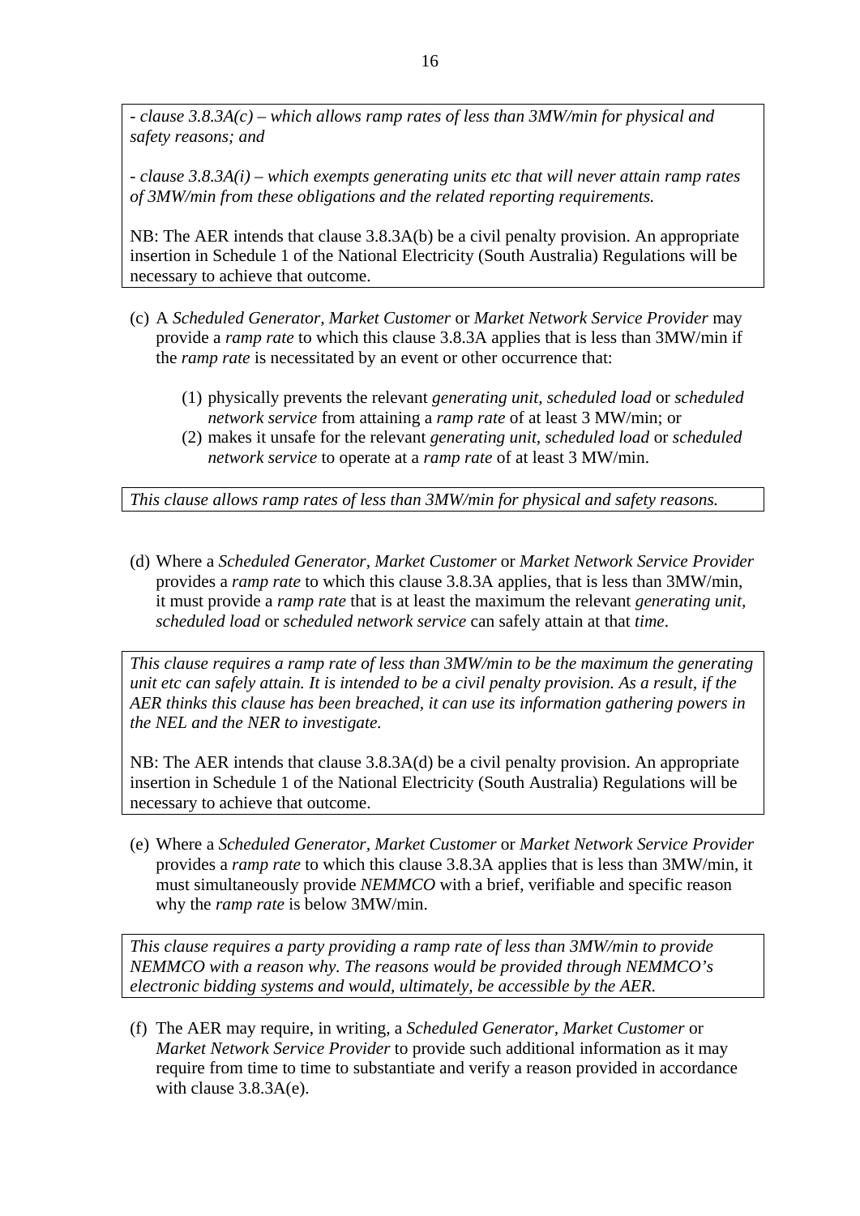*- clause 3.8.3A(c) – which allows ramp rates of less than 3MW/min for physical and safety reasons; and*

*- clause 3.8.3A(i) – which exempts generating units etc that will never attain ramp rates of 3MW/min from these obligations and the related reporting requirements.*

NB: The AER intends that clause 3.8.3A(b) be a civil penalty provision. An appropriate insertion in Schedule 1 of the National Electricity (South Australia) Regulations will be necessary to achieve that outcome.

(c) A *Scheduled Generator, Market Customer* or *Market Network Service Provider* may provide a *ramp rate* to which this clause 3.8.3A applies that is less than 3MW/min if the *ramp rate* is necessitated by an event or other occurrence that:

> (1) physically prevents the relevant *generating unit, scheduled load* or *scheduled network service* from attaining a *ramp rate* of at least 3 MW/min; or
>
> (2) makes it unsafe for the relevant *generating unit, scheduled load* or *scheduled network service* to operate at a *ramp rate* of at least 3 MW/min.

*This clause allows ramp rates of less than 3MW/min for physical and safety reasons.*

(d) Where a *Scheduled Generator, Market Customer* or *Market Network Service Provider* provides a *ramp rate* to which this clause 3.8.3A applies, that is less than 3MW/min, it must provide a *ramp rate* that is at least the maximum the relevant *generating unit, scheduled load* or *scheduled network service* can safely attain at that *time*.

*This clause requires a ramp rate of less than 3MW/min to be the maximum the generating unit etc can safely attain. It is intended to be a civil penalty provision. As a result, if the AER thinks this clause has been breached, it can use its information gathering powers in the NEL and the NER to investigate.*

NB: The AER intends that clause 3.8.3A(d) be a civil penalty provision. An appropriate insertion in Schedule 1 of the National Electricity (South Australia) Regulations will be necessary to achieve that outcome.

(e) Where a *Scheduled Generator, Market Customer* or *Market Network Service Provider* provides a *ramp rate* to which this clause 3.8.3A applies that is less than 3MW/min, it must simultaneously provide *NEMMCO* with a brief, verifiable and specific reason why the *ramp rate* is below 3MW/min.

*This clause requires a party providing a ramp rate of less than 3MW/min to provide NEMMCO with a reason why. The reasons would be provided through NEMMCO's electronic bidding systems and would, ultimately, be accessible by the AER.*

(f) The AER may require, in writing, a *Scheduled Generator, Market Customer* or *Market Network Service Provider* to provide such additional information as it may require from time to time to substantiate and verify a reason provided in accordance with clause 3.8.3A(e).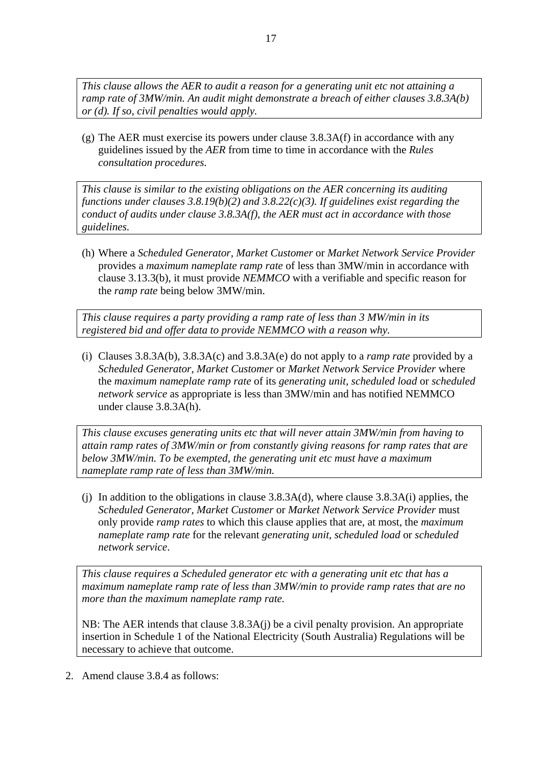*This clause allows the AER to audit a reason for a generating unit etc not attaining a ramp rate of 3MW/min. An audit might demonstrate a breach of either clauses 3.8.3A(b) or (d). If so, civil penalties would apply.*

(g) The AER must exercise its powers under clause 3.8.3A(f) in accordance with any guidelines issued by the *AER* from time to time in accordance with the *Rules consultation procedures*.

*This clause is similar to the existing obligations on the AER concerning its auditing functions under clauses 3.8.19(b)(2) and 3.8.22(c)(3). If guidelines exist regarding the conduct of audits under clause 3.8.3A(f), the AER must act in accordance with those guidelines.*

(h) Where a *Scheduled Generator*, *Market Customer* or *Market Network Service Provider* provides a *maximum nameplate ramp rate* of less than 3MW/min in accordance with clause 3.13.3(b), it must provide *NEMMCO* with a verifiable and specific reason for the *ramp rate* being below 3MW/min.

*This clause requires a party providing a ramp rate of less than 3 MW/min in its registered bid and offer data to provide NEMMCO with a reason why.*

(i) Clauses 3.8.3A(b), 3.8.3A(c) and 3.8.3A(e) do not apply to a *ramp rate* provided by a *Scheduled Generator*, *Market Customer* or *Market Network Service Provider* where the *maximum nameplate ramp rate* of its *generating unit*, *scheduled load* or *scheduled network service* as appropriate is less than 3MW/min and has notified NEMMCO under clause 3.8.3A(h).

*This clause excuses generating units etc that will never attain 3MW/min from having to attain ramp rates of 3MW/min or from constantly giving reasons for ramp rates that are below 3MW/min. To be exempted, the generating unit etc must have a maximum nameplate ramp rate of less than 3MW/min.*

(j) In addition to the obligations in clause 3.8.3A(d), where clause 3.8.3A(i) applies, the *Scheduled Generator*, *Market Customer* or *Market Network Service Provider* must only provide *ramp rates* to which this clause applies that are, at most, the *maximum nameplate ramp rate* for the relevant *generating unit*, *scheduled load* or *scheduled network service*.

*This clause requires a Scheduled generator etc with a generating unit etc that has a maximum nameplate ramp rate of less than 3MW/min to provide ramp rates that are no more than the maximum nameplate ramp rate.*

NB: The AER intends that clause 3.8.3A(j) be a civil penalty provision. An appropriate insertion in Schedule 1 of the National Electricity (South Australia) Regulations will be necessary to achieve that outcome.

2. Amend clause 3.8.4 as follows: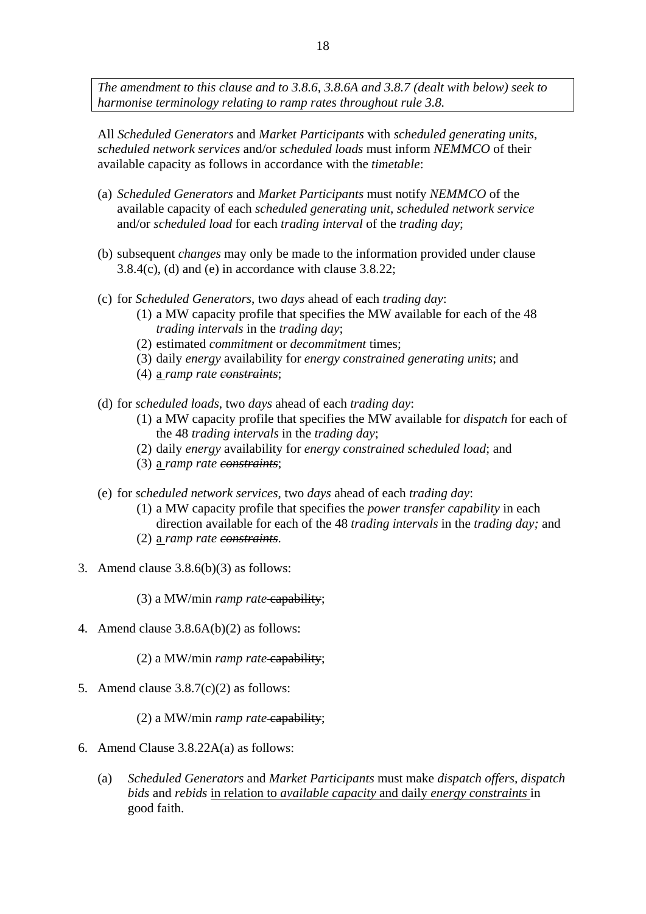*The amendment to this clause and to 3.8.6, 3.8.6A and 3.8.7 (dealt with below) seek to harmonise terminology relating to ramp rates throughout rule 3.8.*

All *Scheduled Generators* and *Market Participants* with *scheduled generating units*, *scheduled network services* and/or *scheduled loads* must inform *NEMMCO* of their available capacity as follows in accordance with the *timetable*:

(a) *Scheduled Generators* and *Market Participants* must notify *NEMMCO* of the available capacity of each *scheduled generating unit*, *scheduled network service* and/or *scheduled load* for each *trading interval* of the *trading day*;

(b) subsequent *changes* may only be made to the information provided under clause 3.8.4(c), (d) and (e) in accordance with clause 3.8.22;

(c) for *Scheduled Generators*, two *days* ahead of each *trading day*:
  - (1) a MW capacity profile that specifies the MW available for each of the 48 *trading intervals* in the *trading day*;
  - (2) estimated *commitment* or *decommitment* times;
  - (3) daily *energy* availability for *energy constrained generating units*; and
  - (4) <u>a</u> *ramp rate* ~~*constraints*~~;

(d) for *scheduled loads*, two *days* ahead of each *trading day*:
  - (1) a MW capacity profile that specifies the MW available for *dispatch* for each of the 48 *trading intervals* in the *trading day*;
  - (2) daily *energy* availability for *energy constrained scheduled load*; and
  - (3) <u>a</u> *ramp rate* ~~*constraints*~~;

(e) for *scheduled network services*, two *days* ahead of each *trading day*:
  - (1) a MW capacity profile that specifies the *power transfer capability* in each direction available for each of the 48 *trading intervals* in the *trading day;* and
  - (2) <u>a</u> *ramp rate* ~~*constraints*~~.

3. Amend clause 3.8.6(b)(3) as follows:

   (3) a MW/min *ramp rate* ~~capability~~;

4. Amend clause 3.8.6A(b)(2) as follows:

   (2) a MW/min *ramp rate* ~~capability~~;

5. Amend clause 3.8.7(c)(2) as follows:

   (2) a MW/min *ramp rate* ~~capability~~;

6. Amend Clause 3.8.22A(a) as follows:

   (a) *Scheduled Generators* and *Market Participants* must make *dispatch offers*, *dispatch bids* and *rebids* <u>in relation to *available capacity* and daily *energy constraints*</u> in good faith.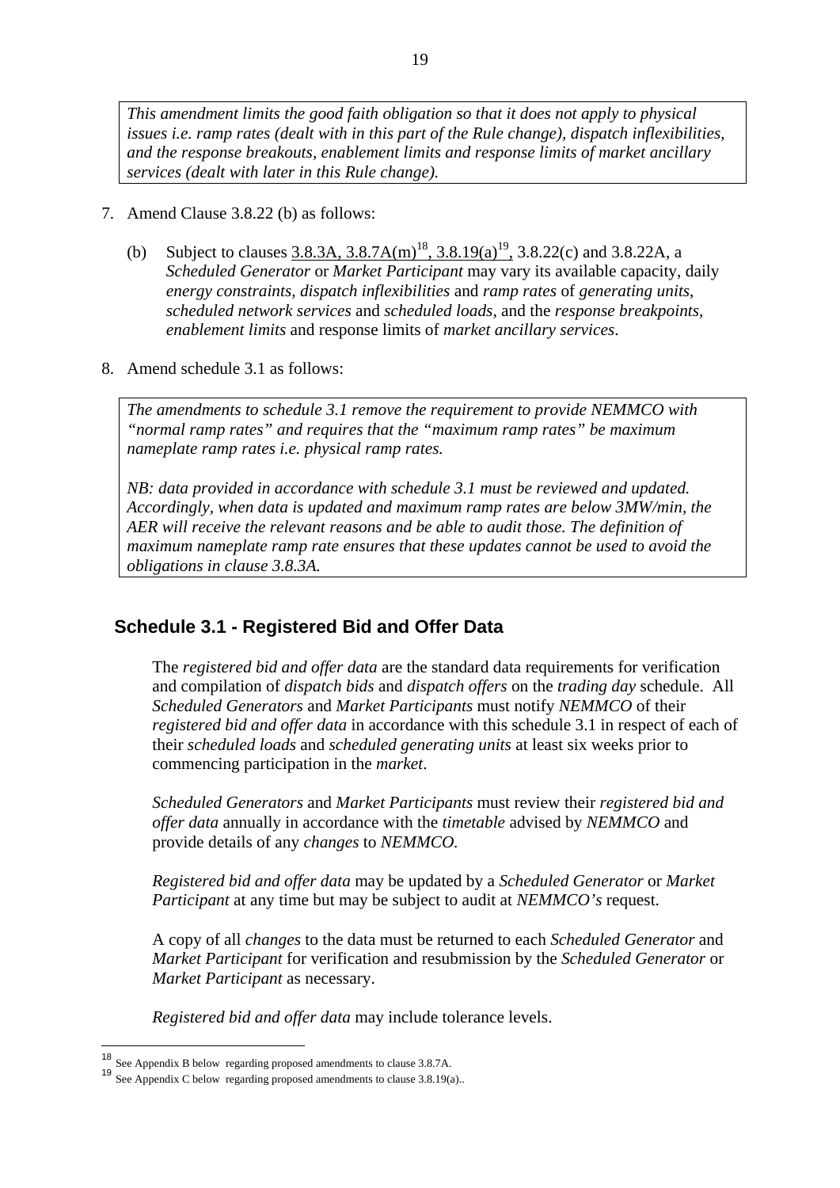*This amendment limits the good faith obligation so that it does not apply to physical issues i.e. ramp rates (dealt with in this part of the Rule change), dispatch inflexibilities, and the response breakouts, enablement limits and response limits of market ancillary services (dealt with later in this Rule change).*

7. Amend Clause 3.8.22 (b) as follows:

   (b) Subject to clauses <u>3.8.3A, 3.8.7A(m)[18], 3.8.19(a)[19],</u> 3.8.22(c) and 3.8.22A, a *Scheduled Generator* or *Market Participant* may vary its available capacity, daily *energy constraints*, *dispatch inflexibilities* and *ramp rates* of *generating units*, *scheduled network services* and *scheduled loads*, and the *response breakpoints*, *enablement limits* and response limits of *market ancillary services*.

8. Amend schedule 3.1 as follows:

*The amendments to schedule 3.1 remove the requirement to provide NEMMCO with "normal ramp rates" and requires that the "maximum ramp rates" be maximum nameplate ramp rates i.e. physical ramp rates.*

*NB: data provided in accordance with schedule 3.1 must be reviewed and updated. Accordingly, when data is updated and maximum ramp rates are below 3MW/min, the AER will receive the relevant reasons and be able to audit those. The definition of maximum nameplate ramp rate ensures that these updates cannot be used to avoid the obligations in clause 3.8.3A.*

## Schedule 3.1 - Registered Bid and Offer Data

The *registered bid and offer data* are the standard data requirements for verification and compilation of *dispatch bids* and *dispatch offers* on the *trading day* schedule. All *Scheduled Generators* and *Market Participants* must notify *NEMMCO* of their *registered bid and offer data* in accordance with this schedule 3.1 in respect of each of their *scheduled loads* and *scheduled generating units* at least six weeks prior to commencing participation in the *market*.

*Scheduled Generators* and *Market Participants* must review their *registered bid and offer data* annually in accordance with the *timetable* advised by *NEMMCO* and provide details of any *changes* to *NEMMCO*.

*Registered bid and offer data* may be updated by a *Scheduled Generator* or *Market Participant* at any time but may be subject to audit at *NEMMCO's* request.

A copy of all *changes* to the data must be returned to each *Scheduled Generator* and *Market Participant* for verification and resubmission by the *Scheduled Generator* or *Market Participant* as necessary.

*Registered bid and offer data* may include tolerance levels.

---

[18] See Appendix B below regarding proposed amendments to clause 3.8.7A.

[19] See Appendix C below regarding proposed amendments to clause 3.8.19(a)..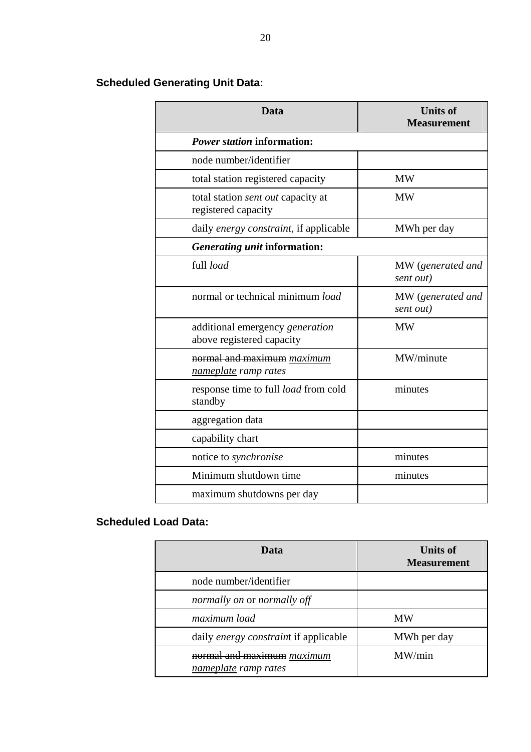### Scheduled Generating Unit Data:

| Data | Units of Measurement |
|---|---|
| ***Power station* information:** | |
| node number/identifier | |
| total station registered capacity | MW |
| total station *sent out* capacity at registered capacity | MW |
| daily *energy constraint*, if applicable | MWh per day |
| ***Generating unit* information:** | |
| full *load* | MW (*generated and sent out)* |
| normal or technical minimum *load* | MW (*generated and sent out)* |
| additional emergency *generation* above registered capacity | MW |
| ~~normal and maximum~~ <u>*maximum nameplate*</u> *ramp rates* | MW/minute |
| response time to full *load* from cold standby | minutes |
| aggregation data | |
| capability chart | |
| notice to *synchronise* | minutes |
| Minimum shutdown time | minutes |
| maximum shutdowns per day | |

### Scheduled Load Data:

| Data | Units of Measurement |
|---|---|
| node number/identifier | |
| *normally on* or *normally off* | |
| *maximum load* | MW |
| daily *energy constrain*t if applicable | MWh per day |
| ~~normal and maximum~~ <u>*maximum nameplate*</u> *ramp rates* | MW/min |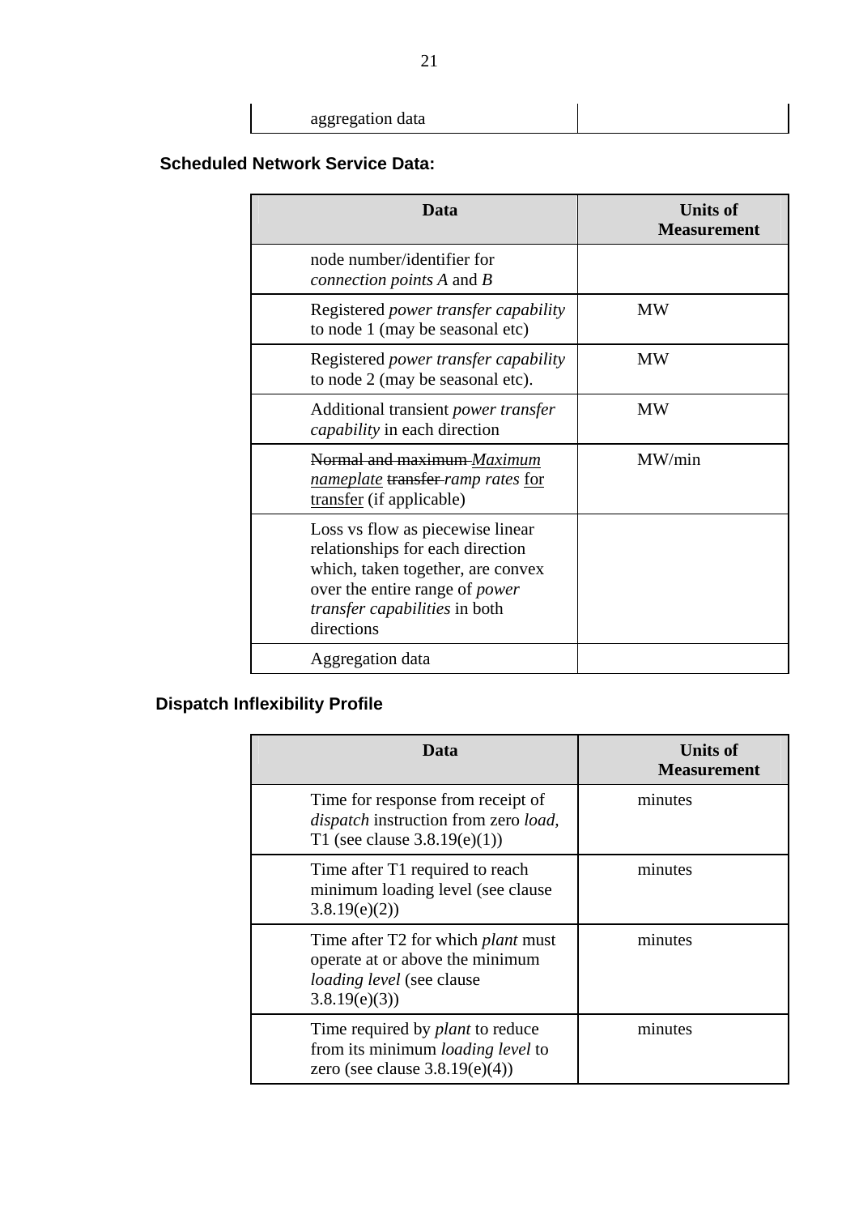| aggregation data | |
|---|---|

**Scheduled Network Service Data:**

| Data | Units of Measurement |
|---|---|
| node number/identifier for *connection points A* and *B* | |
| Registered *power transfer capability* to node 1 (may be seasonal etc) | MW |
| Registered *power transfer capability* to node 2 (may be seasonal etc). | MW |
| Additional transient *power transfer capability* in each direction | MW |
| ~~Normal and maximum~~ *Maximum* <u>*nameplate*</u> ~~transfer~~ *ramp rates* <u>for transfer</u> (if applicable) | MW/min |
| Loss vs flow as piecewise linear relationships for each direction which, taken together, are convex over the entire range of *power transfer capabilities* in both directions | |
| Aggregation data | |

**Dispatch Inflexibility Profile**

| Data | Units of Measurement |
|---|---|
| Time for response from receipt of *dispatch* instruction from zero *load*, T1 (see clause 3.8.19(e)(1)) | minutes |
| Time after T1 required to reach minimum loading level (see clause 3.8.19(e)(2)) | minutes |
| Time after T2 for which *plant* must operate at or above the minimum *loading level* (see clause 3.8.19(e)(3)) | minutes |
| Time required by *plant* to reduce from its minimum *loading level* to zero (see clause 3.8.19(e)(4)) | minutes |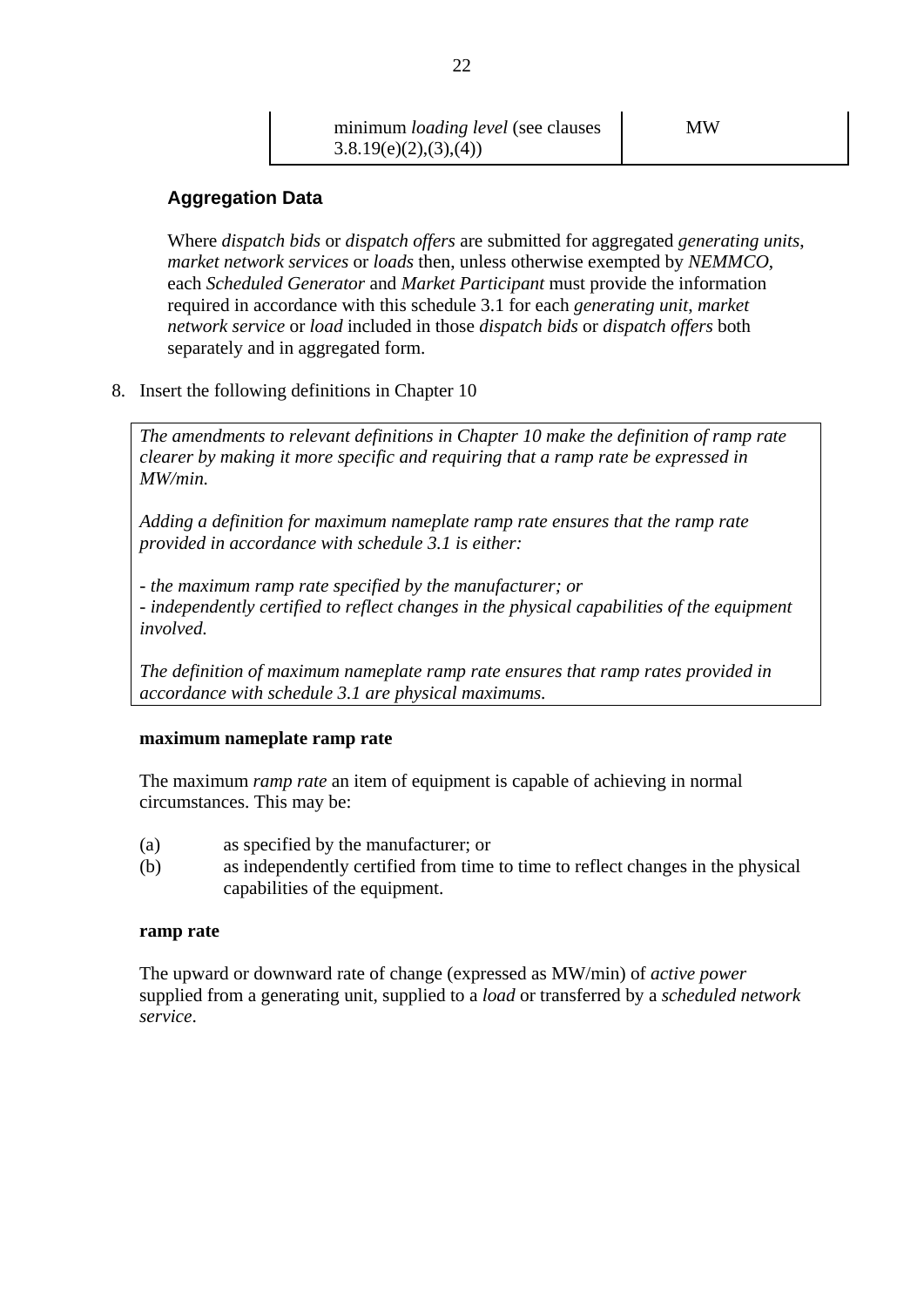| minimum *loading level* (see clauses 3.8.19(e)(2),(3),(4)) | MW |
| --- | --- |

**Aggregation Data**

Where *dispatch bids* or *dispatch offers* are submitted for aggregated *generating units*, *market network services* or *loads* then, unless otherwise exempted by *NEMMCO*, each *Scheduled Generator* and *Market Participant* must provide the information required in accordance with this schedule 3.1 for each *generating unit*, *market network service* or *load* included in those *dispatch bids* or *dispatch offers* both separately and in aggregated form.

8. Insert the following definitions in Chapter 10

> *The amendments to relevant definitions in Chapter 10 make the definition of ramp rate clearer by making it more specific and requiring that a ramp rate be expressed in MW/min.*
>
> *Adding a definition for maximum nameplate ramp rate ensures that the ramp rate provided in accordance with schedule 3.1 is either:*
>
> *- the maximum ramp rate specified by the manufacturer; or*
> *- independently certified to reflect changes in the physical capabilities of the equipment involved.*
>
> *The definition of maximum nameplate ramp rate ensures that ramp rates provided in accordance with schedule 3.1 are physical maximums.*

**maximum nameplate ramp rate**

The maximum *ramp rate* an item of equipment is capable of achieving in normal circumstances. This may be:

(a) as specified by the manufacturer; or

(b) as independently certified from time to time to reflect changes in the physical capabilities of the equipment.

**ramp rate**

The upward or downward rate of change (expressed as MW/min) of *active power* supplied from a generating unit, supplied to a *load* or transferred by a *scheduled network service*.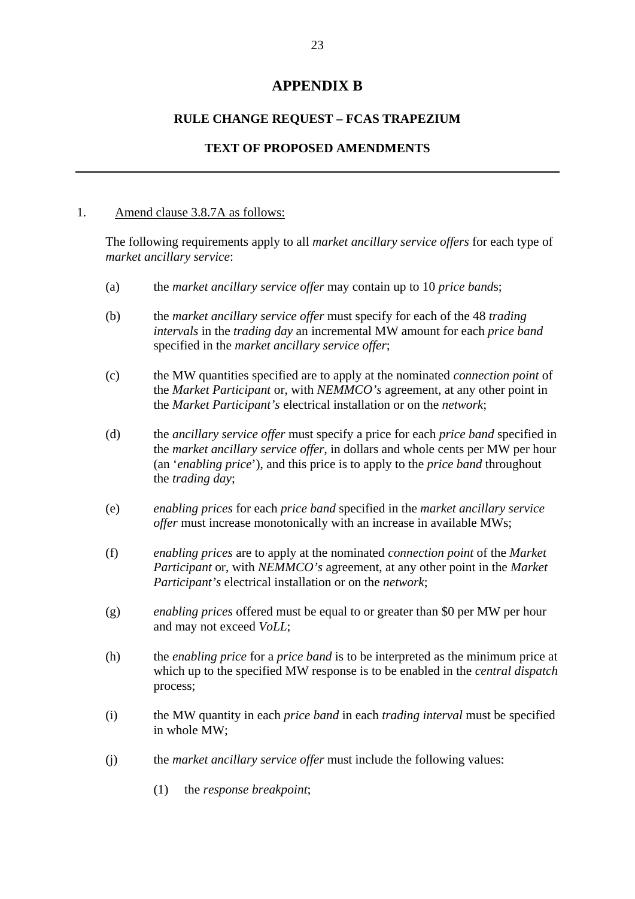# APPENDIX B

## RULE CHANGE REQUEST – FCAS TRAPEZIUM

## TEXT OF PROPOSED AMENDMENTS

---

1. Amend clause 3.8.7A as follows:

The following requirements apply to all *market ancillary service offers* for each type of *market ancillary service*:

(a) the *market ancillary service offer* may contain up to 10 *price band*s;

(b) the *market ancillary service offer* must specify for each of the 48 *trading intervals* in the *trading day* an incremental MW amount for each *price band* specified in the *market ancillary service offer*;

(c) the MW quantities specified are to apply at the nominated *connection point* of the *Market Participant* or, with *NEMMCO's* agreement, at any other point in the *Market Participant's* electrical installation or on the *network*;

(d) the *ancillary service offer* must specify a price for each *price band* specified in the *market ancillary service offer*, in dollars and whole cents per MW per hour (an '*enabling price*'), and this price is to apply to the *price band* throughout the *trading day*;

(e) *enabling prices* for each *price band* specified in the *market ancillary service offer* must increase monotonically with an increase in available MWs;

(f) *enabling prices* are to apply at the nominated *connection point* of the *Market Participant* or, with *NEMMCO's* agreement, at any other point in the *Market Participant's* electrical installation or on the *network*;

(g) *enabling prices* offered must be equal to or greater than $0 per MW per hour and may not exceed *VoLL*;

(h) the *enabling price* for a *price band* is to be interpreted as the minimum price at which up to the specified MW response is to be enabled in the *central dispatch* process;

(i) the MW quantity in each *price band* in each *trading interval* must be specified in whole MW;

(j) the *market ancillary service offer* must include the following values:

    (1) the *response breakpoint*;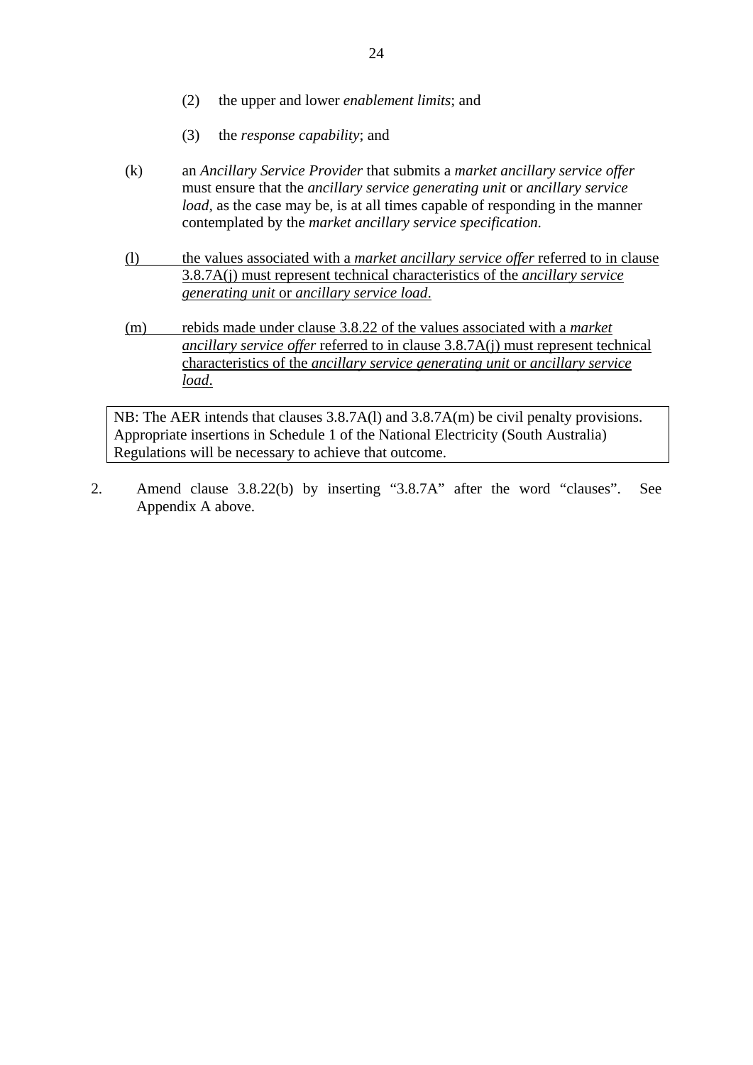(2) the upper and lower *enablement limits*; and

(3) the *response capability*; and

(k) an *Ancillary Service Provider* that submits a *market ancillary service offer* must ensure that the *ancillary service generating unit* or *ancillary service load*, as the case may be, is at all times capable of responding in the manner contemplated by the *market ancillary service specification*.

<u>(l) the values associated with a *market ancillary service offer* referred to in clause 3.8.7A(j) must represent technical characteristics of the *ancillary service generating unit* or *ancillary service load*.</u>

<u>(m) rebids made under clause 3.8.22 of the values associated with a *market ancillary service offer* referred to in clause 3.8.7A(j) must represent technical characteristics of the *ancillary service generating unit* or *ancillary service load*.</u>

| NB: The AER intends that clauses 3.8.7A(l) and 3.8.7A(m) be civil penalty provisions. Appropriate insertions in Schedule 1 of the National Electricity (South Australia) Regulations will be necessary to achieve that outcome. |
|---|

2. Amend clause 3.8.22(b) by inserting "3.8.7A" after the word "clauses". See Appendix A above.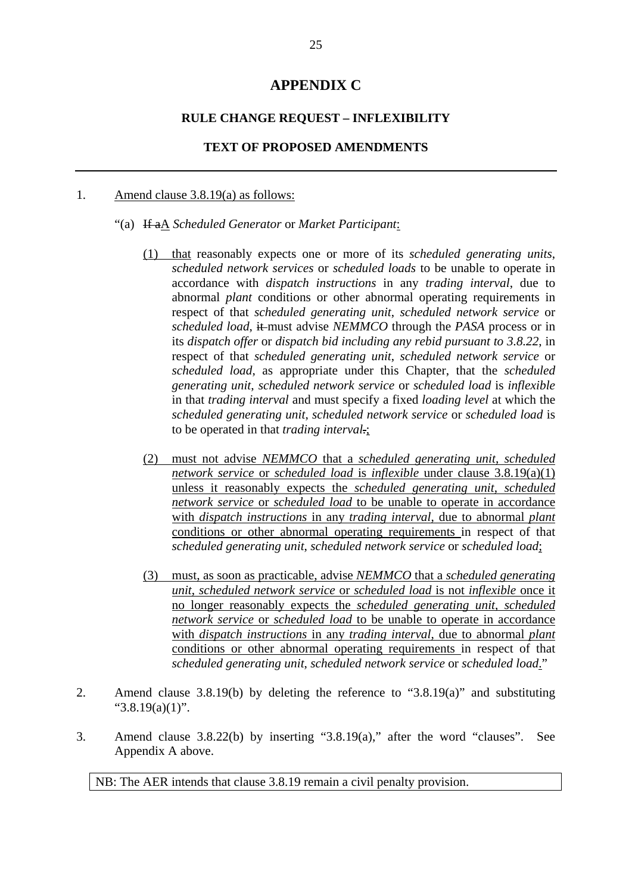# APPENDIX C

## RULE CHANGE REQUEST – INFLEXIBILITY

## TEXT OF PROPOSED AMENDMENTS

1. <u>Amend clause 3.8.19(a) as follows:</u>

   "(a) ~~If a~~<u>A</u> *Scheduled Generator* or *Market Participant*<u>:</u>

   <u>(1) that</u> reasonably expects one or more of its *scheduled generating units*, *scheduled network services* or *scheduled loads* to be unable to operate in accordance with *dispatch instructions* in any *trading interval*, due to abnormal *plant* conditions or other abnormal operating requirements in respect of that *scheduled generating unit*, *scheduled network service* or *scheduled load*, ~~it~~ must advise *NEMMCO* through the *PASA* process or in its *dispatch offer* or *dispatch bid including any rebid pursuant to 3.8.22*, in respect of that *scheduled generating unit*, *scheduled network service* or *scheduled load*, as appropriate under this Chapter, that the *scheduled generating unit*, *scheduled network service* or *scheduled load* is *inflexible* in that *trading interval* and must specify a fixed *loading level* at which the *scheduled generating unit*, *scheduled network service* or *scheduled load* is to be operated in that *trading interval*~~.~~<u>;</u>

   <u>(2) must not advise *NEMMCO* that a *scheduled generating unit*, *scheduled network service* or *scheduled load* is *inflexible* under clause 3.8.19(a)(1) unless it reasonably expects the *scheduled generating unit*, *scheduled network service* or *scheduled load* to be unable to operate in accordance with *dispatch instructions* in any *trading interval*, due to abnormal *plant* conditions or other abnormal operating requirements</u> in respect of that *scheduled generating unit*, *scheduled network service* or *scheduled load*<u>;</u>

   <u>(3) must, as soon as practicable, advise *NEMMCO* that a *scheduled generating unit*, *scheduled network service* or *scheduled load* is not *inflexible* once it no longer reasonably expects the *scheduled generating unit*, *scheduled network service* or *scheduled load* to be unable to operate in accordance with *dispatch instructions* in any *trading interval*, due to abnormal *plant* conditions or other abnormal operating requirements</u> in respect of that *scheduled generating unit*, *scheduled network service* or *scheduled load*<u>.</u>"

2. Amend clause 3.8.19(b) by deleting the reference to "3.8.19(a)" and substituting "3.8.19(a)(1)".

3. Amend clause 3.8.22(b) by inserting "3.8.19(a)," after the word "clauses". See Appendix A above.

NB: The AER intends that clause 3.8.19 remain a civil penalty provision.